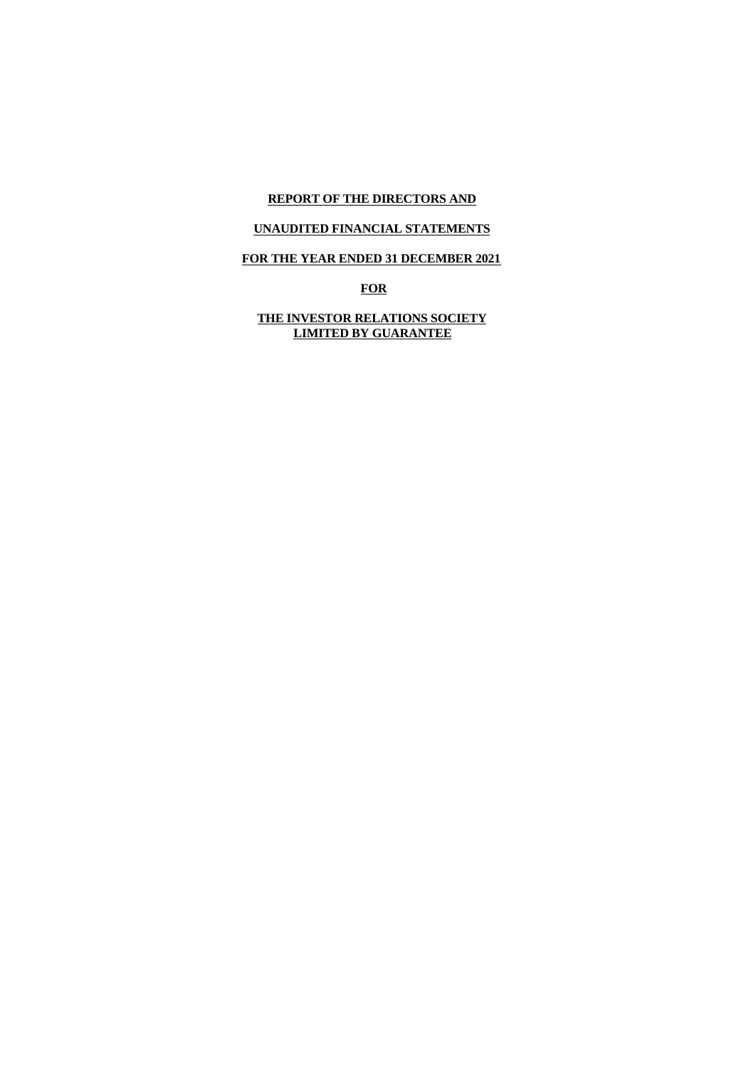**REPORT OF THE DIRECTORS AND**

**UNAUDITED FINANCIAL STATEMENTS**

**FOR THE YEAR ENDED 31 DECEMBER 2021**

**FOR**

**THE INVESTOR RELATIONS SOCIETY**
**LIMITED BY GUARANTEE**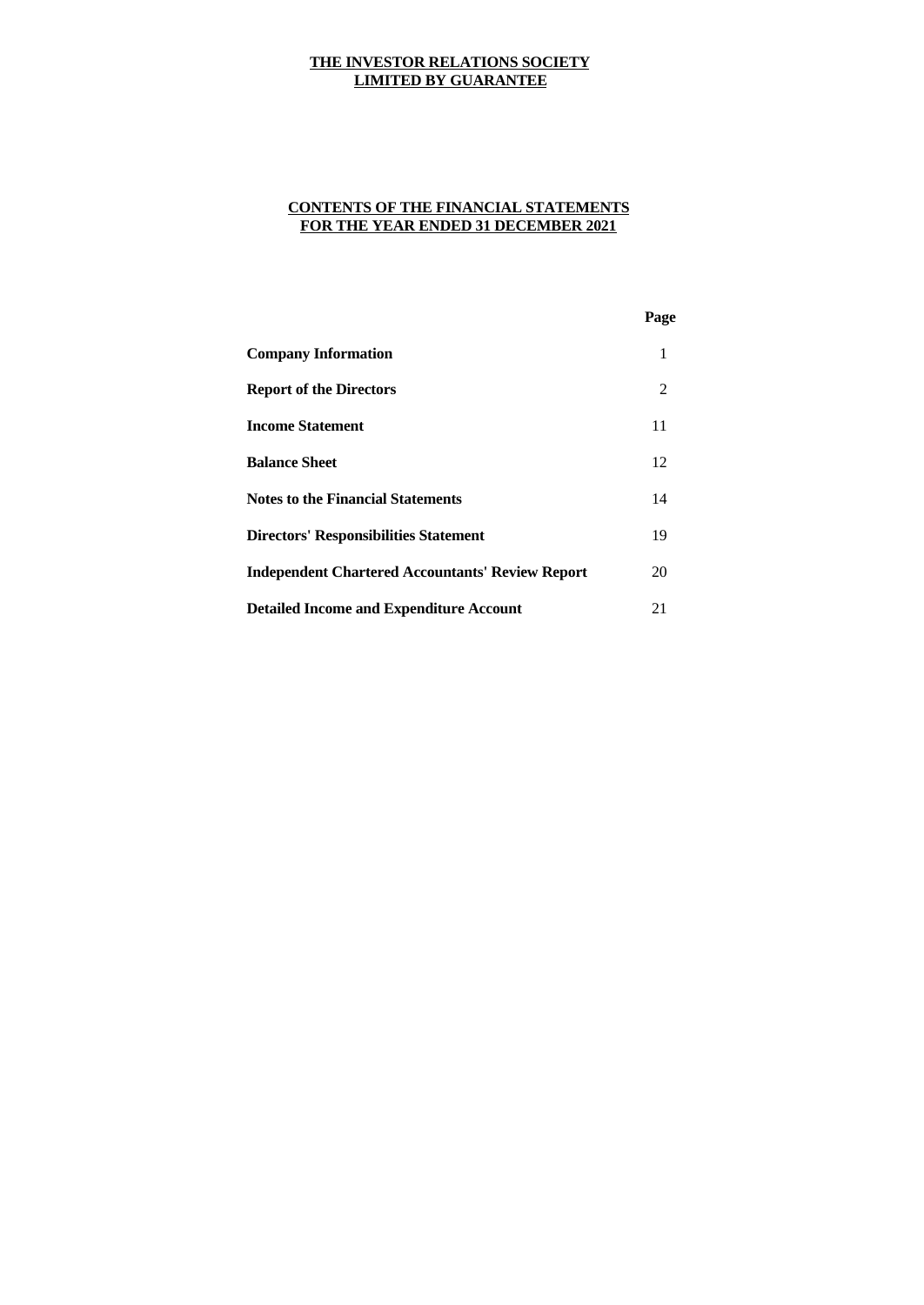**THE INVESTOR RELATIONS SOCIETY**
**LIMITED BY GUARANTEE**

**CONTENTS OF THE FINANCIAL STATEMENTS**
**FOR THE YEAR ENDED 31 DECEMBER 2021**

| | Page |
|---|---|
| **Company Information** | 1 |
| **Report of the Directors** | 2 |
| **Income Statement** | 11 |
| **Balance Sheet** | 12 |
| **Notes to the Financial Statements** | 14 |
| **Directors' Responsibilities Statement** | 19 |
| **Independent Chartered Accountants' Review Report** | 20 |
| **Detailed Income and Expenditure Account** | 21 |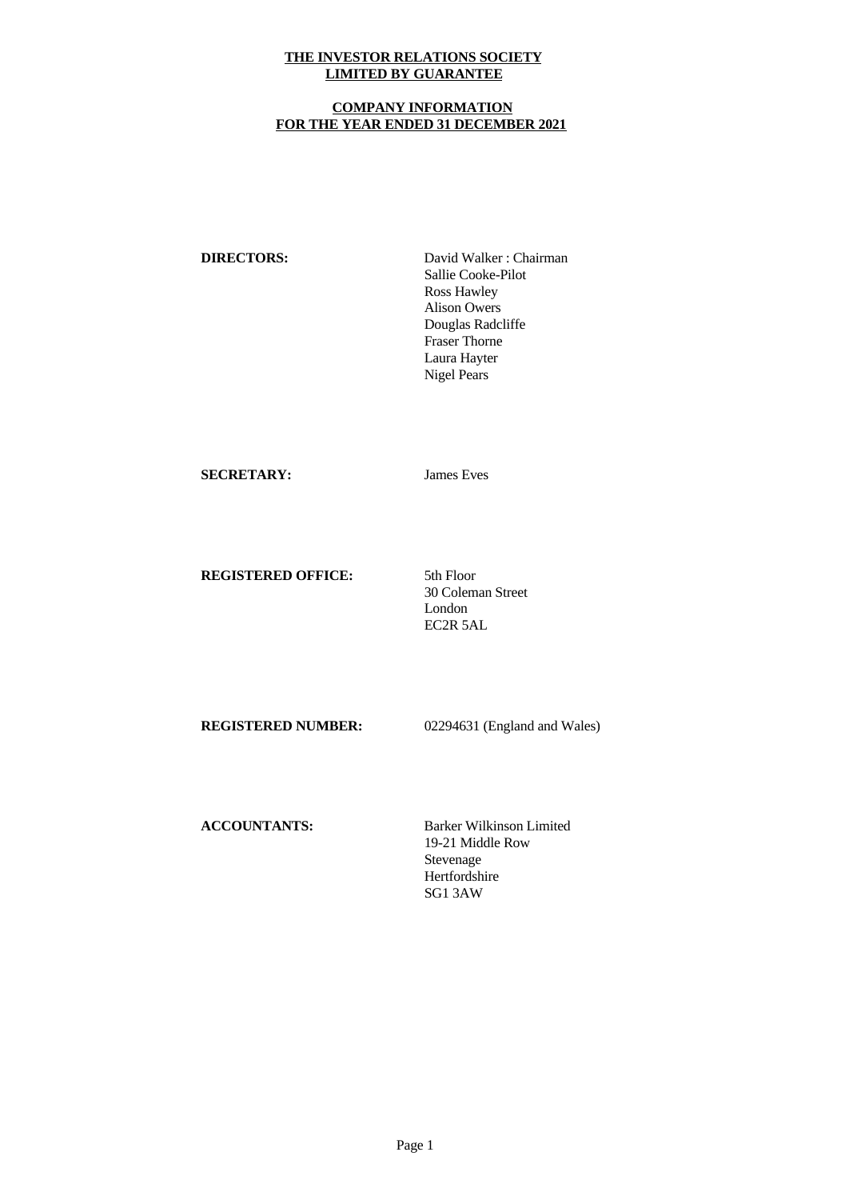**THE INVESTOR RELATIONS SOCIETY**
**LIMITED BY GUARANTEE**

**COMPANY INFORMATION**
**FOR THE YEAR ENDED 31 DECEMBER 2021**

| | |
|---|---|
| **DIRECTORS:** | David Walker : Chairman<br>Sallie Cooke-Pilot<br>Ross Hawley<br>Alison Owers<br>Douglas Radcliffe<br>Fraser Thorne<br>Laura Hayter<br>Nigel Pears |
| **SECRETARY:** | James Eves |
| **REGISTERED OFFICE:** | 5th Floor<br>30 Coleman Street<br>London<br>EC2R 5AL |
| **REGISTERED NUMBER:** | 02294631 (England and Wales) |
| **ACCOUNTANTS:** | Barker Wilkinson Limited<br>19-21 Middle Row<br>Stevenage<br>Hertfordshire<br>SG1 3AW |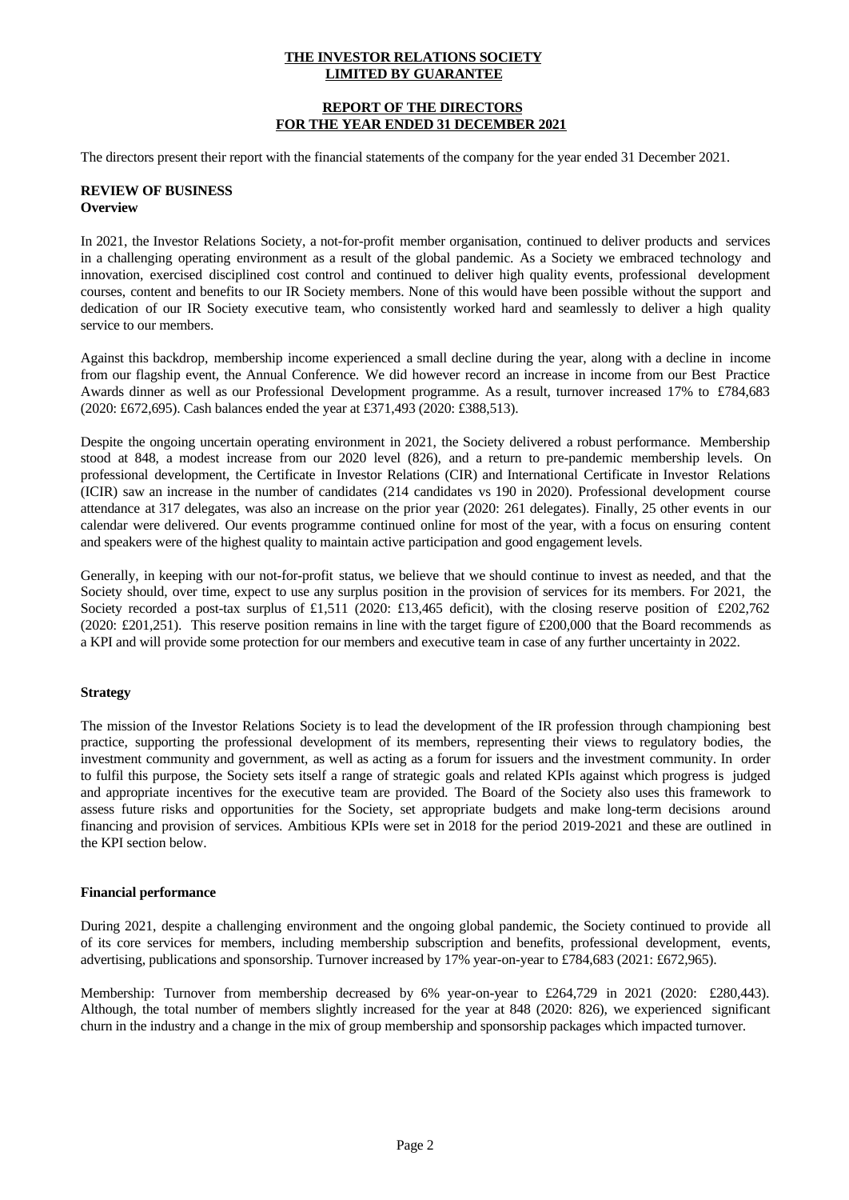**THE INVESTOR RELATIONS SOCIETY**
**LIMITED BY GUARANTEE**

**REPORT OF THE DIRECTORS**
**FOR THE YEAR ENDED 31 DECEMBER 2021**

The directors present their report with the financial statements of the company for the year ended 31 December 2021.

**REVIEW OF BUSINESS**
**Overview**

In 2021, the Investor Relations Society, a not-for-profit member organisation, continued to deliver products and services in a challenging operating environment as a result of the global pandemic. As a Society we embraced technology and innovation, exercised disciplined cost control and continued to deliver high quality events, professional development courses, content and benefits to our IR Society members. None of this would have been possible without the support and dedication of our IR Society executive team, who consistently worked hard and seamlessly to deliver a high quality service to our members.

Against this backdrop, membership income experienced a small decline during the year, along with a decline in income from our flagship event, the Annual Conference. We did however record an increase in income from our Best Practice Awards dinner as well as our Professional Development programme. As a result, turnover increased 17% to £784,683 (2020: £672,695). Cash balances ended the year at £371,493 (2020: £388,513).

Despite the ongoing uncertain operating environment in 2021, the Society delivered a robust performance. Membership stood at 848, a modest increase from our 2020 level (826), and a return to pre-pandemic membership levels. On professional development, the Certificate in Investor Relations (CIR) and International Certificate in Investor Relations (ICIR) saw an increase in the number of candidates (214 candidates vs 190 in 2020). Professional development course attendance at 317 delegates, was also an increase on the prior year (2020: 261 delegates). Finally, 25 other events in our calendar were delivered. Our events programme continued online for most of the year, with a focus on ensuring content and speakers were of the highest quality to maintain active participation and good engagement levels.

Generally, in keeping with our not-for-profit status, we believe that we should continue to invest as needed, and that the Society should, over time, expect to use any surplus position in the provision of services for its members. For 2021, the Society recorded a post-tax surplus of £1,511 (2020: £13,465 deficit), with the closing reserve position of £202,762 (2020: £201,251). This reserve position remains in line with the target figure of £200,000 that the Board recommends as a KPI and will provide some protection for our members and executive team in case of any further uncertainty in 2022.

**Strategy**

The mission of the Investor Relations Society is to lead the development of the IR profession through championing best practice, supporting the professional development of its members, representing their views to regulatory bodies, the investment community and government, as well as acting as a forum for issuers and the investment community. In order to fulfil this purpose, the Society sets itself a range of strategic goals and related KPIs against which progress is judged and appropriate incentives for the executive team are provided. The Board of the Society also uses this framework to assess future risks and opportunities for the Society, set appropriate budgets and make long-term decisions around financing and provision of services. Ambitious KPIs were set in 2018 for the period 2019-2021 and these are outlined in the KPI section below.

**Financial performance**

During 2021, despite a challenging environment and the ongoing global pandemic, the Society continued to provide all of its core services for members, including membership subscription and benefits, professional development, events, advertising, publications and sponsorship. Turnover increased by 17% year-on-year to £784,683 (2021: £672,965).

Membership: Turnover from membership decreased by 6% year-on-year to £264,729 in 2021 (2020: £280,443). Although, the total number of members slightly increased for the year at 848 (2020: 826), we experienced significant churn in the industry and a change in the mix of group membership and sponsorship packages which impacted turnover.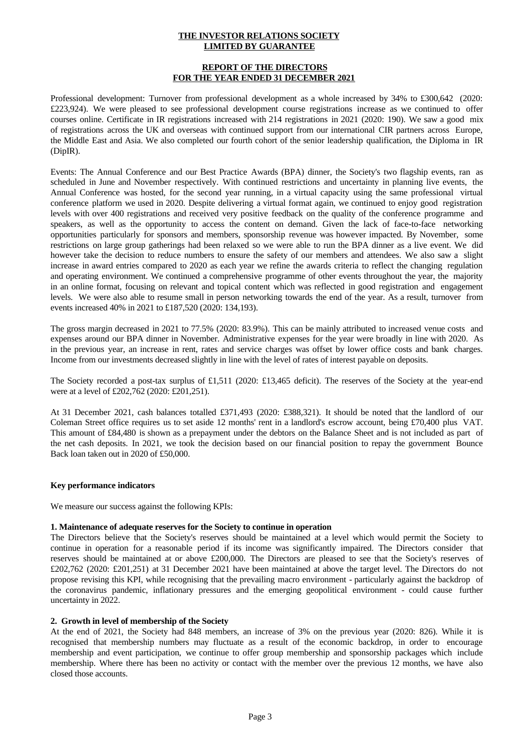**THE INVESTOR RELATIONS SOCIETY**
**LIMITED BY GUARANTEE**

**REPORT OF THE DIRECTORS**
**FOR THE YEAR ENDED 31 DECEMBER 2021**

Professional development: Turnover from professional development as a whole increased by 34% to £300,642 (2020: £223,924). We were pleased to see professional development course registrations increase as we continued to offer courses online. Certificate in IR registrations increased with 214 registrations in 2021 (2020: 190). We saw a good mix of registrations across the UK and overseas with continued support from our international CIR partners across Europe, the Middle East and Asia. We also completed our fourth cohort of the senior leadership qualification, the Diploma in IR (DipIR).

Events: The Annual Conference and our Best Practice Awards (BPA) dinner, the Society's two flagship events, ran as scheduled in June and November respectively. With continued restrictions and uncertainty in planning live events, the Annual Conference was hosted, for the second year running, in a virtual capacity using the same professional virtual conference platform we used in 2020. Despite delivering a virtual format again, we continued to enjoy good registration levels with over 400 registrations and received very positive feedback on the quality of the conference programme and speakers, as well as the opportunity to access the content on demand. Given the lack of face-to-face networking opportunities particularly for sponsors and members, sponsorship revenue was however impacted. By November, some restrictions on large group gatherings had been relaxed so we were able to run the BPA dinner as a live event. We did however take the decision to reduce numbers to ensure the safety of our members and attendees. We also saw a slight increase in award entries compared to 2020 as each year we refine the awards criteria to reflect the changing regulation and operating environment. We continued a comprehensive programme of other events throughout the year, the majority in an online format, focusing on relevant and topical content which was reflected in good registration and engagement levels. We were also able to resume small in person networking towards the end of the year. As a result, turnover from events increased 40% in 2021 to £187,520 (2020: 134,193).

The gross margin decreased in 2021 to 77.5% (2020: 83.9%). This can be mainly attributed to increased venue costs and expenses around our BPA dinner in November. Administrative expenses for the year were broadly in line with 2020. As in the previous year, an increase in rent, rates and service charges was offset by lower office costs and bank charges. Income from our investments decreased slightly in line with the level of rates of interest payable on deposits.

The Society recorded a post-tax surplus of £1,511 (2020: £13,465 deficit). The reserves of the Society at the year-end were at a level of £202,762 (2020: £201,251).

At 31 December 2021, cash balances totalled £371,493 (2020: £388,321). It should be noted that the landlord of our Coleman Street office requires us to set aside 12 months' rent in a landlord's escrow account, being £70,400 plus VAT. This amount of £84,480 is shown as a prepayment under the debtors on the Balance Sheet and is not included as part of the net cash deposits. In 2021, we took the decision based on our financial position to repay the government Bounce Back loan taken out in 2020 of £50,000.

**Key performance indicators**

We measure our success against the following KPIs:

**1. Maintenance of adequate reserves for the Society to continue in operation**

The Directors believe that the Society's reserves should be maintained at a level which would permit the Society to continue in operation for a reasonable period if its income was significantly impaired. The Directors consider that reserves should be maintained at or above £200,000. The Directors are pleased to see that the Society's reserves of £202,762 (2020: £201,251) at 31 December 2021 have been maintained at above the target level. The Directors do not propose revising this KPI, while recognising that the prevailing macro environment - particularly against the backdrop of the coronavirus pandemic, inflationary pressures and the emerging geopolitical environment - could cause further uncertainty in 2022.

**2. Growth in level of membership of the Society**

At the end of 2021, the Society had 848 members, an increase of 3% on the previous year (2020: 826). While it is recognised that membership numbers may fluctuate as a result of the economic backdrop, in order to encourage membership and event participation, we continue to offer group membership and sponsorship packages which include membership. Where there has been no activity or contact with the member over the previous 12 months, we have also closed those accounts.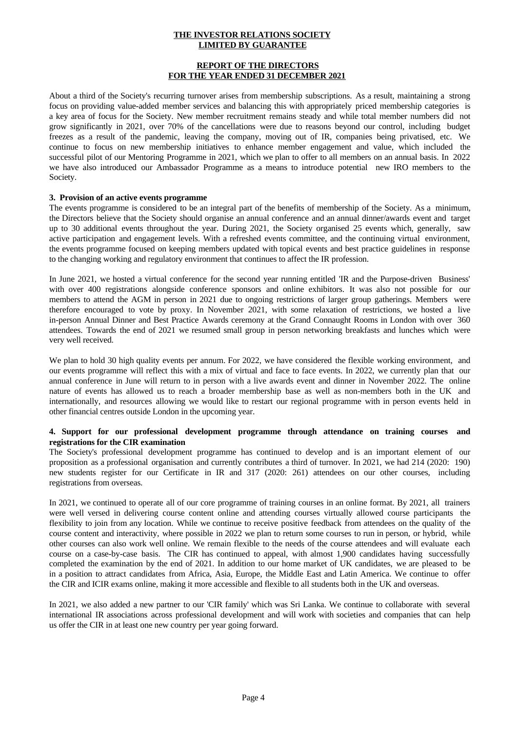About a third of the Society's recurring turnover arises from membership subscriptions. As a result, maintaining a strong focus on providing value-added member services and balancing this with appropriately priced membership categories is a key area of focus for the Society. New member recruitment remains steady and while total member numbers did not grow significantly in 2021, over 70% of the cancellations were due to reasons beyond our control, including budget freezes as a result of the pandemic, leaving the company, moving out of IR, companies being privatised, etc. We continue to focus on new membership initiatives to enhance member engagement and value, which included the successful pilot of our Mentoring Programme in 2021, which we plan to offer to all members on an annual basis. In 2022 we have also introduced our Ambassador Programme as a means to introduce potential new IRO members to the Society.

**3. Provision of an active events programme**

The events programme is considered to be an integral part of the benefits of membership of the Society. As a minimum, the Directors believe that the Society should organise an annual conference and an annual dinner/awards event and target up to 30 additional events throughout the year. During 2021, the Society organised 25 events which, generally, saw active participation and engagement levels. With a refreshed events committee, and the continuing virtual environment, the events programme focused on keeping members updated with topical events and best practice guidelines in response to the changing working and regulatory environment that continues to affect the IR profession.

In June 2021, we hosted a virtual conference for the second year running entitled 'IR and the Purpose-driven Business' with over 400 registrations alongside conference sponsors and online exhibitors. It was also not possible for our members to attend the AGM in person in 2021 due to ongoing restrictions of larger group gatherings. Members were therefore encouraged to vote by proxy. In November 2021, with some relaxation of restrictions, we hosted a live in-person Annual Dinner and Best Practice Awards ceremony at the Grand Connaught Rooms in London with over 360 attendees. Towards the end of 2021 we resumed small group in person networking breakfasts and lunches which were very well received.

We plan to hold 30 high quality events per annum. For 2022, we have considered the flexible working environment, and our events programme will reflect this with a mix of virtual and face to face events. In 2022, we currently plan that our annual conference in June will return to in person with a live awards event and dinner in November 2022. The online nature of events has allowed us to reach a broader membership base as well as non-members both in the UK and internationally, and resources allowing we would like to restart our regional programme with in person events held in other financial centres outside London in the upcoming year.

**4. Support for our professional development programme through attendance on training courses and registrations for the CIR examination**

The Society's professional development programme has continued to develop and is an important element of our proposition as a professional organisation and currently contributes a third of turnover. In 2021, we had 214 (2020: 190) new students register for our Certificate in IR and 317 (2020: 261) attendees on our other courses, including registrations from overseas.

In 2021, we continued to operate all of our core programme of training courses in an online format. By 2021, all trainers were well versed in delivering course content online and attending courses virtually allowed course participants the flexibility to join from any location. While we continue to receive positive feedback from attendees on the quality of the course content and interactivity, where possible in 2022 we plan to return some courses to run in person, or hybrid, while other courses can also work well online. We remain flexible to the needs of the course attendees and will evaluate each course on a case-by-case basis. The CIR has continued to appeal, with almost 1,900 candidates having successfully completed the examination by the end of 2021. In addition to our home market of UK candidates, we are pleased to be in a position to attract candidates from Africa, Asia, Europe, the Middle East and Latin America. We continue to offer the CIR and ICIR exams online, making it more accessible and flexible to all students both in the UK and overseas.

In 2021, we also added a new partner to our 'CIR family' which was Sri Lanka. We continue to collaborate with several international IR associations across professional development and will work with societies and companies that can help us offer the CIR in at least one new country per year going forward.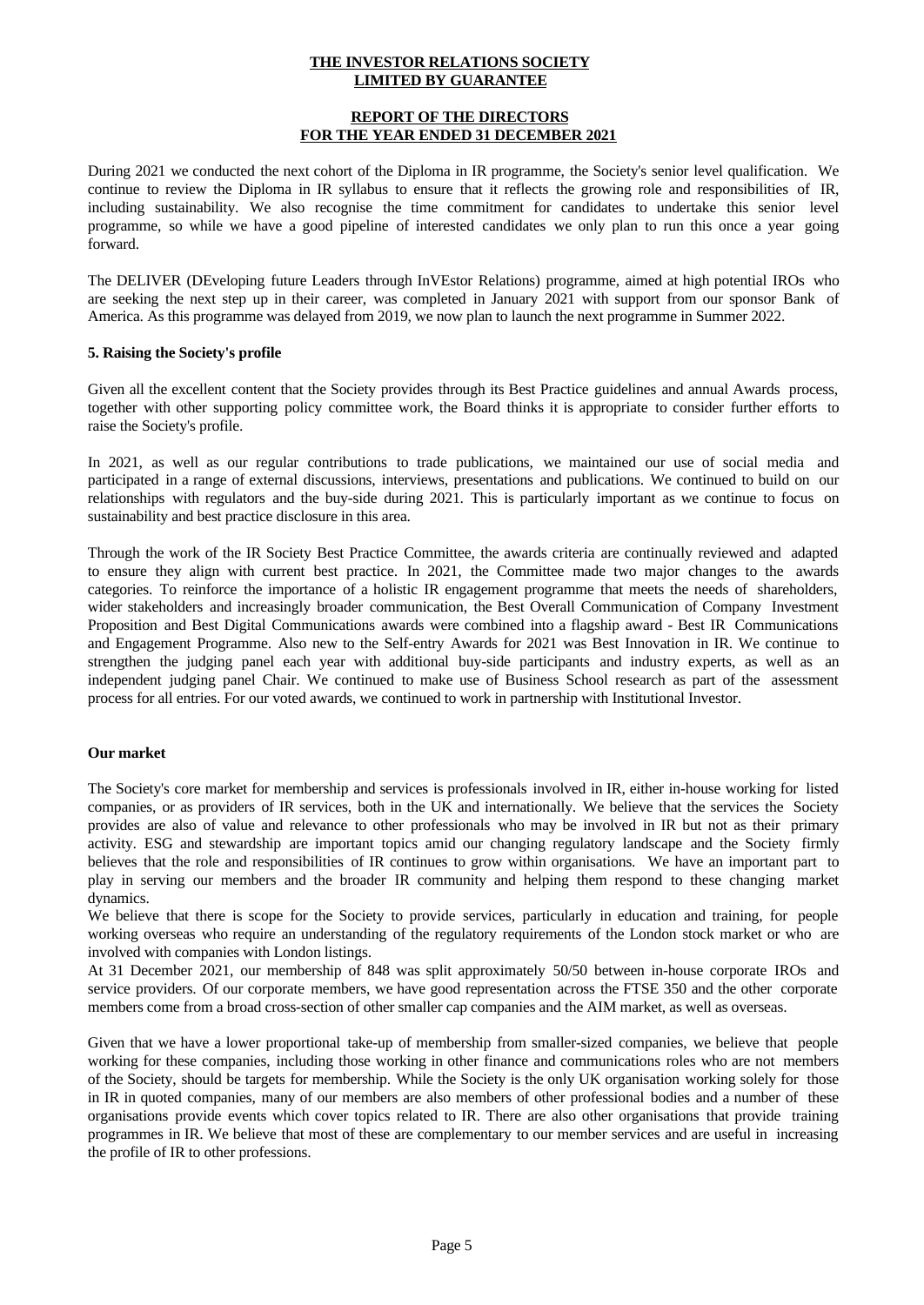During 2021 we conducted the next cohort of the Diploma in IR programme, the Society's senior level qualification. We continue to review the Diploma in IR syllabus to ensure that it reflects the growing role and responsibilities of IR, including sustainability. We also recognise the time commitment for candidates to undertake this senior level programme, so while we have a good pipeline of interested candidates we only plan to run this once a year going forward.

The DELIVER (DEveloping future Leaders through InVEstor Relations) programme, aimed at high potential IROs who are seeking the next step up in their career, was completed in January 2021 with support from our sponsor Bank of America. As this programme was delayed from 2019, we now plan to launch the next programme in Summer 2022.

**5. Raising the Society's profile**

Given all the excellent content that the Society provides through its Best Practice guidelines and annual Awards process, together with other supporting policy committee work, the Board thinks it is appropriate to consider further efforts to raise the Society's profile.

In 2021, as well as our regular contributions to trade publications, we maintained our use of social media and participated in a range of external discussions, interviews, presentations and publications. We continued to build on our relationships with regulators and the buy-side during 2021. This is particularly important as we continue to focus on sustainability and best practice disclosure in this area.

Through the work of the IR Society Best Practice Committee, the awards criteria are continually reviewed and adapted to ensure they align with current best practice. In 2021, the Committee made two major changes to the awards categories. To reinforce the importance of a holistic IR engagement programme that meets the needs of shareholders, wider stakeholders and increasingly broader communication, the Best Overall Communication of Company Investment Proposition and Best Digital Communications awards were combined into a flagship award - Best IR Communications and Engagement Programme. Also new to the Self-entry Awards for 2021 was Best Innovation in IR. We continue to strengthen the judging panel each year with additional buy-side participants and industry experts, as well as an independent judging panel Chair. We continued to make use of Business School research as part of the assessment process for all entries. For our voted awards, we continued to work in partnership with Institutional Investor.

**Our market**

The Society's core market for membership and services is professionals involved in IR, either in-house working for listed companies, or as providers of IR services, both in the UK and internationally. We believe that the services the Society provides are also of value and relevance to other professionals who may be involved in IR but not as their primary activity. ESG and stewardship are important topics amid our changing regulatory landscape and the Society firmly believes that the role and responsibilities of IR continues to grow within organisations. We have an important part to play in serving our members and the broader IR community and helping them respond to these changing market dynamics.

We believe that there is scope for the Society to provide services, particularly in education and training, for people working overseas who require an understanding of the regulatory requirements of the London stock market or who are involved with companies with London listings.

At 31 December 2021, our membership of 848 was split approximately 50/50 between in-house corporate IROs and service providers. Of our corporate members, we have good representation across the FTSE 350 and the other corporate members come from a broad cross-section of other smaller cap companies and the AIM market, as well as overseas.

Given that we have a lower proportional take-up of membership from smaller-sized companies, we believe that people working for these companies, including those working in other finance and communications roles who are not members of the Society, should be targets for membership. While the Society is the only UK organisation working solely for those in IR in quoted companies, many of our members are also members of other professional bodies and a number of these organisations provide events which cover topics related to IR. There are also other organisations that provide training programmes in IR. We believe that most of these are complementary to our member services and are useful in increasing the profile of IR to other professions.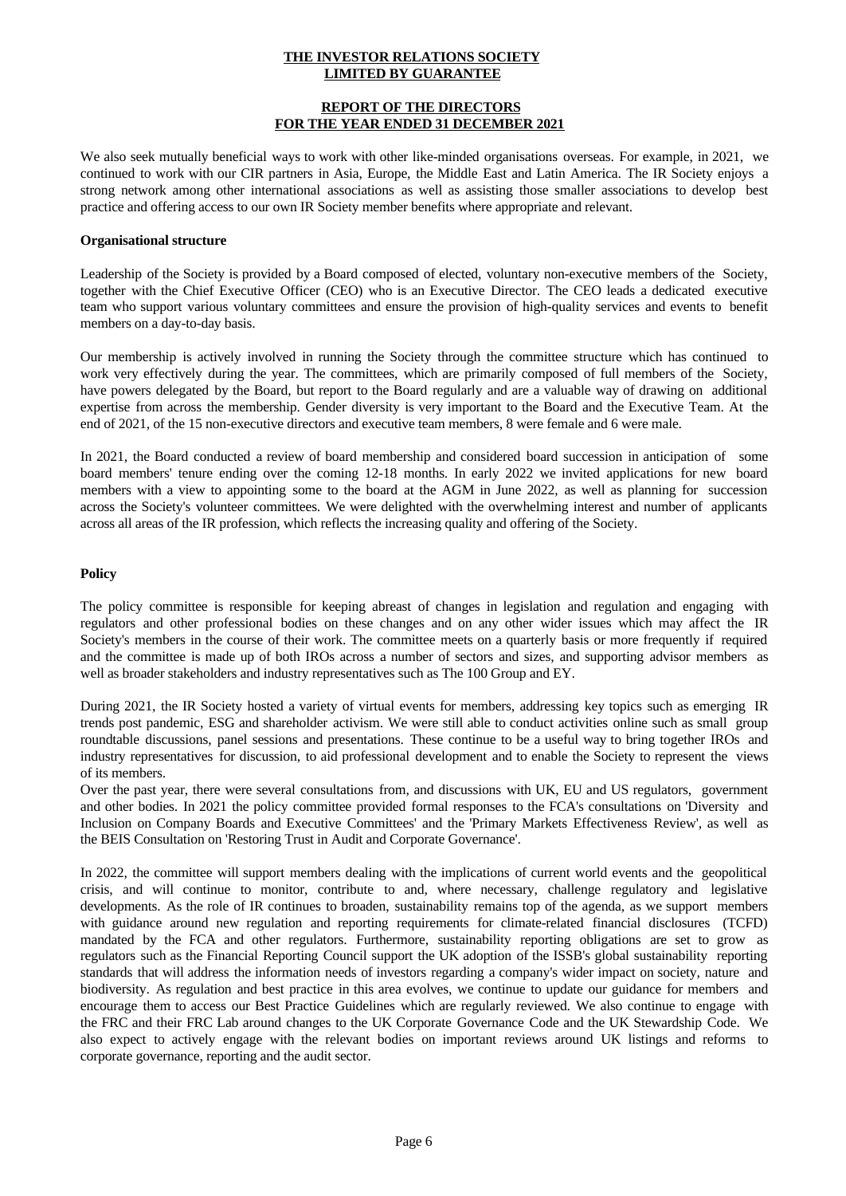We also seek mutually beneficial ways to work with other like-minded organisations overseas. For example, in 2021, we continued to work with our CIR partners in Asia, Europe, the Middle East and Latin America. The IR Society enjoys a strong network among other international associations as well as assisting those smaller associations to develop best practice and offering access to our own IR Society member benefits where appropriate and relevant.

**Organisational structure**

Leadership of the Society is provided by a Board composed of elected, voluntary non-executive members of the Society, together with the Chief Executive Officer (CEO) who is an Executive Director. The CEO leads a dedicated executive team who support various voluntary committees and ensure the provision of high-quality services and events to benefit members on a day-to-day basis.

Our membership is actively involved in running the Society through the committee structure which has continued to work very effectively during the year. The committees, which are primarily composed of full members of the Society, have powers delegated by the Board, but report to the Board regularly and are a valuable way of drawing on additional expertise from across the membership. Gender diversity is very important to the Board and the Executive Team. At the end of 2021, of the 15 non-executive directors and executive team members, 8 were female and 6 were male.

In 2021, the Board conducted a review of board membership and considered board succession in anticipation of some board members' tenure ending over the coming 12-18 months. In early 2022 we invited applications for new board members with a view to appointing some to the board at the AGM in June 2022, as well as planning for succession across the Society's volunteer committees. We were delighted with the overwhelming interest and number of applicants across all areas of the IR profession, which reflects the increasing quality and offering of the Society.

**Policy**

The policy committee is responsible for keeping abreast of changes in legislation and regulation and engaging with regulators and other professional bodies on these changes and on any other wider issues which may affect the IR Society's members in the course of their work. The committee meets on a quarterly basis or more frequently if required and the committee is made up of both IROs across a number of sectors and sizes, and supporting advisor members as well as broader stakeholders and industry representatives such as The 100 Group and EY.

During 2021, the IR Society hosted a variety of virtual events for members, addressing key topics such as emerging IR trends post pandemic, ESG and shareholder activism. We were still able to conduct activities online such as small group roundtable discussions, panel sessions and presentations. These continue to be a useful way to bring together IROs and industry representatives for discussion, to aid professional development and to enable the Society to represent the views of its members.

Over the past year, there were several consultations from, and discussions with UK, EU and US regulators, government and other bodies. In 2021 the policy committee provided formal responses to the FCA's consultations on 'Diversity and Inclusion on Company Boards and Executive Committees' and the 'Primary Markets Effectiveness Review', as well as the BEIS Consultation on 'Restoring Trust in Audit and Corporate Governance'.

In 2022, the committee will support members dealing with the implications of current world events and the geopolitical crisis, and will continue to monitor, contribute to and, where necessary, challenge regulatory and legislative developments. As the role of IR continues to broaden, sustainability remains top of the agenda, as we support members with guidance around new regulation and reporting requirements for climate-related financial disclosures (TCFD) mandated by the FCA and other regulators. Furthermore, sustainability reporting obligations are set to grow as regulators such as the Financial Reporting Council support the UK adoption of the ISSB's global sustainability reporting standards that will address the information needs of investors regarding a company's wider impact on society, nature and biodiversity. As regulation and best practice in this area evolves, we continue to update our guidance for members and encourage them to access our Best Practice Guidelines which are regularly reviewed. We also continue to engage with the FRC and their FRC Lab around changes to the UK Corporate Governance Code and the UK Stewardship Code. We also expect to actively engage with the relevant bodies on important reviews around UK listings and reforms to corporate governance, reporting and the audit sector.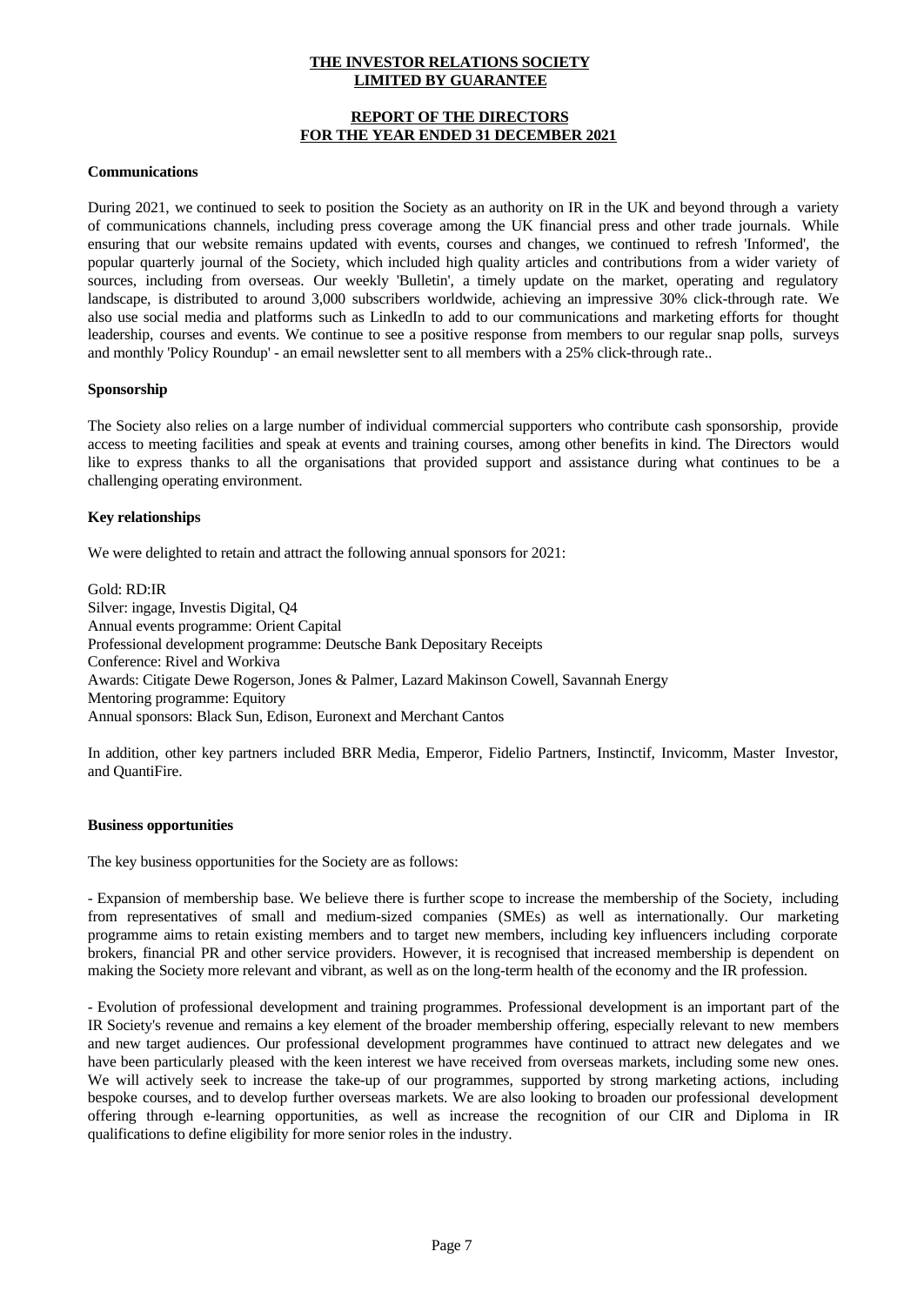**THE INVESTOR RELATIONS SOCIETY**
**LIMITED BY GUARANTEE**

**REPORT OF THE DIRECTORS**
**FOR THE YEAR ENDED 31 DECEMBER 2021**

**Communications**

During 2021, we continued to seek to position the Society as an authority on IR in the UK and beyond through a variety of communications channels, including press coverage among the UK financial press and other trade journals. While ensuring that our website remains updated with events, courses and changes, we continued to refresh 'Informed', the popular quarterly journal of the Society, which included high quality articles and contributions from a wider variety of sources, including from overseas. Our weekly 'Bulletin', a timely update on the market, operating and regulatory landscape, is distributed to around 3,000 subscribers worldwide, achieving an impressive 30% click-through rate. We also use social media and platforms such as LinkedIn to add to our communications and marketing efforts for thought leadership, courses and events. We continue to see a positive response from members to our regular snap polls, surveys and monthly 'Policy Roundup' - an email newsletter sent to all members with a 25% click-through rate..

**Sponsorship**

The Society also relies on a large number of individual commercial supporters who contribute cash sponsorship, provide access to meeting facilities and speak at events and training courses, among other benefits in kind. The Directors would like to express thanks to all the organisations that provided support and assistance during what continues to be a challenging operating environment.

**Key relationships**

We were delighted to retain and attract the following annual sponsors for 2021:

Gold: RD:IR
Silver: ingage, Investis Digital, Q4
Annual events programme: Orient Capital
Professional development programme: Deutsche Bank Depositary Receipts
Conference: Rivel and Workiva
Awards: Citigate Dewe Rogerson, Jones & Palmer, Lazard Makinson Cowell, Savannah Energy
Mentoring programme: Equitory
Annual sponsors: Black Sun, Edison, Euronext and Merchant Cantos

In addition, other key partners included BRR Media, Emperor, Fidelio Partners, Instinctif, Invicomm, Master Investor, and QuantiFire.

**Business opportunities**

The key business opportunities for the Society are as follows:

- Expansion of membership base. We believe there is further scope to increase the membership of the Society, including from representatives of small and medium-sized companies (SMEs) as well as internationally. Our marketing programme aims to retain existing members and to target new members, including key influencers including corporate brokers, financial PR and other service providers. However, it is recognised that increased membership is dependent on making the Society more relevant and vibrant, as well as on the long-term health of the economy and the IR profession.

- Evolution of professional development and training programmes. Professional development is an important part of the IR Society's revenue and remains a key element of the broader membership offering, especially relevant to new members and new target audiences. Our professional development programmes have continued to attract new delegates and we have been particularly pleased with the keen interest we have received from overseas markets, including some new ones. We will actively seek to increase the take-up of our programmes, supported by strong marketing actions, including bespoke courses, and to develop further overseas markets. We are also looking to broaden our professional development offering through e-learning opportunities, as well as increase the recognition of our CIR and Diploma in IR qualifications to define eligibility for more senior roles in the industry.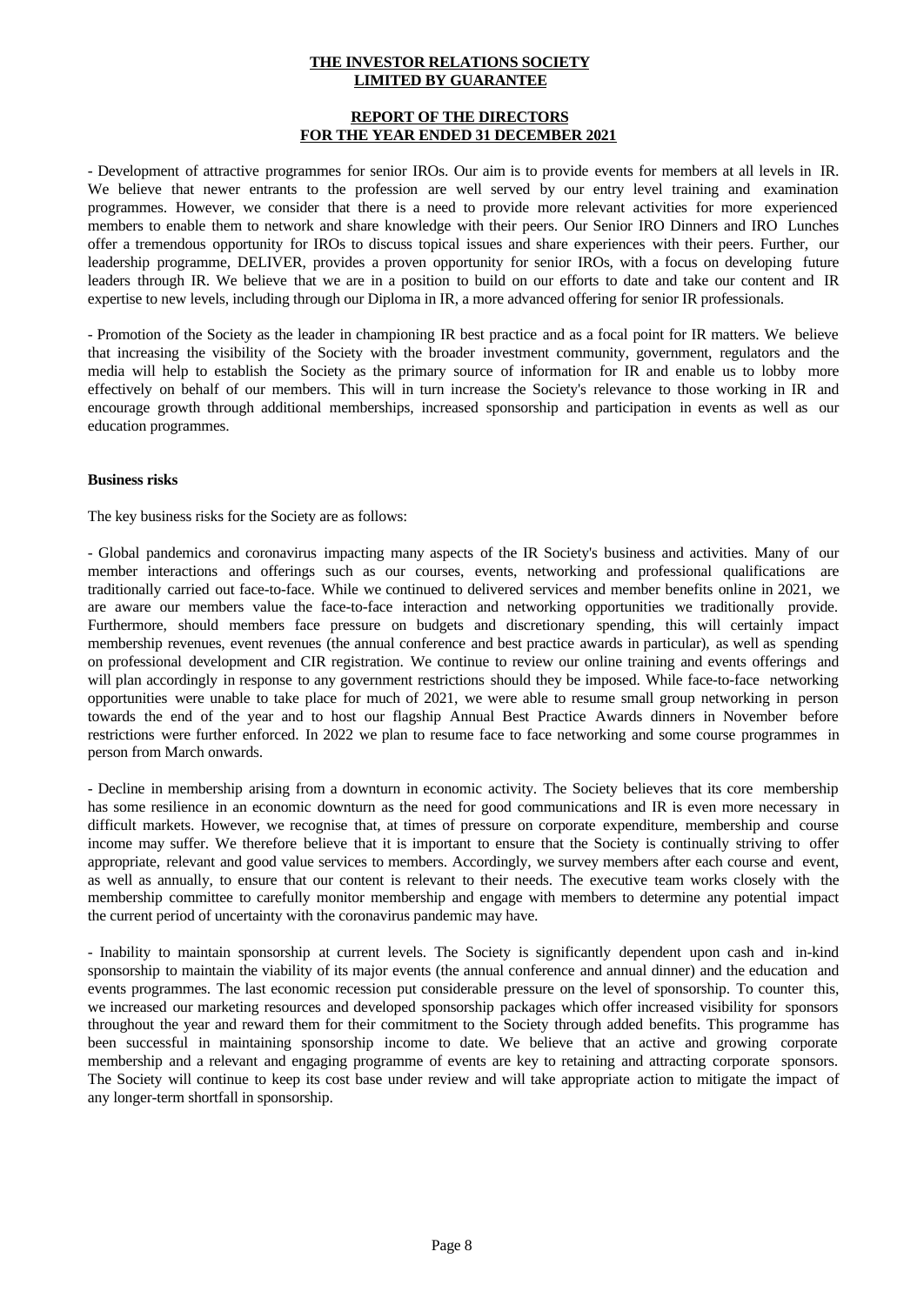- Development of attractive programmes for senior IROs. Our aim is to provide events for members at all levels in IR. We believe that newer entrants to the profession are well served by our entry level training and examination programmes. However, we consider that there is a need to provide more relevant activities for more experienced members to enable them to network and share knowledge with their peers. Our Senior IRO Dinners and IRO Lunches offer a tremendous opportunity for IROs to discuss topical issues and share experiences with their peers. Further, our leadership programme, DELIVER, provides a proven opportunity for senior IROs, with a focus on developing future leaders through IR. We believe that we are in a position to build on our efforts to date and take our content and IR expertise to new levels, including through our Diploma in IR, a more advanced offering for senior IR professionals.

- Promotion of the Society as the leader in championing IR best practice and as a focal point for IR matters. We believe that increasing the visibility of the Society with the broader investment community, government, regulators and the media will help to establish the Society as the primary source of information for IR and enable us to lobby more effectively on behalf of our members. This will in turn increase the Society's relevance to those working in IR and encourage growth through additional memberships, increased sponsorship and participation in events as well as our education programmes.

**Business risks**

The key business risks for the Society are as follows:

- Global pandemics and coronavirus impacting many aspects of the IR Society's business and activities. Many of our member interactions and offerings such as our courses, events, networking and professional qualifications are traditionally carried out face-to-face. While we continued to delivered services and member benefits online in 2021, we are aware our members value the face-to-face interaction and networking opportunities we traditionally provide. Furthermore, should members face pressure on budgets and discretionary spending, this will certainly impact membership revenues, event revenues (the annual conference and best practice awards in particular), as well as spending on professional development and CIR registration. We continue to review our online training and events offerings and will plan accordingly in response to any government restrictions should they be imposed. While face-to-face networking opportunities were unable to take place for much of 2021, we were able to resume small group networking in person towards the end of the year and to host our flagship Annual Best Practice Awards dinners in November before restrictions were further enforced. In 2022 we plan to resume face to face networking and some course programmes in person from March onwards.

- Decline in membership arising from a downturn in economic activity. The Society believes that its core membership has some resilience in an economic downturn as the need for good communications and IR is even more necessary in difficult markets. However, we recognise that, at times of pressure on corporate expenditure, membership and course income may suffer. We therefore believe that it is important to ensure that the Society is continually striving to offer appropriate, relevant and good value services to members. Accordingly, we survey members after each course and event, as well as annually, to ensure that our content is relevant to their needs. The executive team works closely with the membership committee to carefully monitor membership and engage with members to determine any potential impact the current period of uncertainty with the coronavirus pandemic may have.

- Inability to maintain sponsorship at current levels. The Society is significantly dependent upon cash and in-kind sponsorship to maintain the viability of its major events (the annual conference and annual dinner) and the education and events programmes. The last economic recession put considerable pressure on the level of sponsorship. To counter this, we increased our marketing resources and developed sponsorship packages which offer increased visibility for sponsors throughout the year and reward them for their commitment to the Society through added benefits. This programme has been successful in maintaining sponsorship income to date. We believe that an active and growing corporate membership and a relevant and engaging programme of events are key to retaining and attracting corporate sponsors. The Society will continue to keep its cost base under review and will take appropriate action to mitigate the impact of any longer-term shortfall in sponsorship.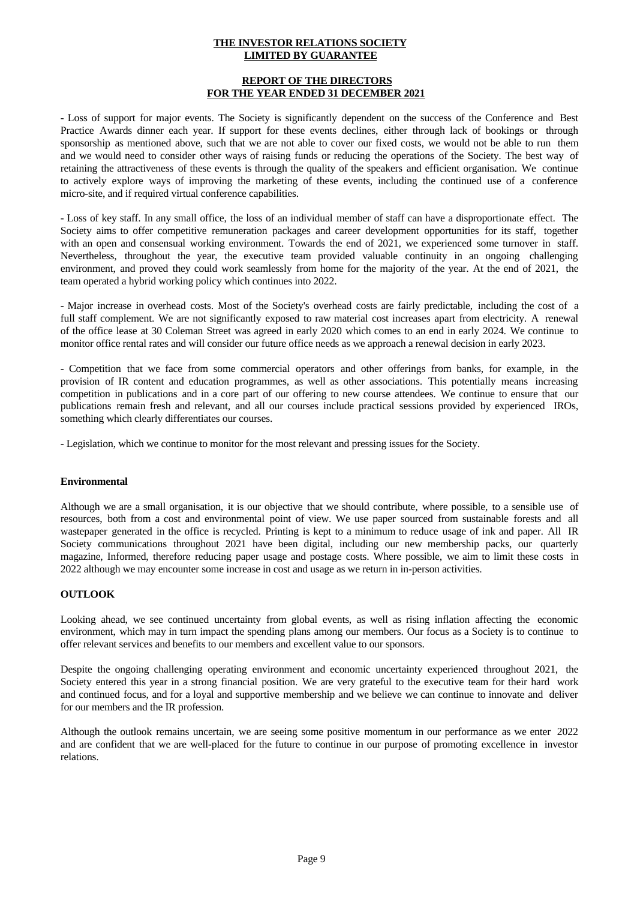- Loss of support for major events. The Society is significantly dependent on the success of the Conference and Best Practice Awards dinner each year. If support for these events declines, either through lack of bookings or through sponsorship as mentioned above, such that we are not able to cover our fixed costs, we would not be able to run them and we would need to consider other ways of raising funds or reducing the operations of the Society. The best way of retaining the attractiveness of these events is through the quality of the speakers and efficient organisation. We continue to actively explore ways of improving the marketing of these events, including the continued use of a conference micro-site, and if required virtual conference capabilities.

- Loss of key staff. In any small office, the loss of an individual member of staff can have a disproportionate effect. The Society aims to offer competitive remuneration packages and career development opportunities for its staff, together with an open and consensual working environment. Towards the end of 2021, we experienced some turnover in staff. Nevertheless, throughout the year, the executive team provided valuable continuity in an ongoing challenging environment, and proved they could work seamlessly from home for the majority of the year. At the end of 2021, the team operated a hybrid working policy which continues into 2022.

- Major increase in overhead costs. Most of the Society's overhead costs are fairly predictable, including the cost of a full staff complement. We are not significantly exposed to raw material cost increases apart from electricity. A renewal of the office lease at 30 Coleman Street was agreed in early 2020 which comes to an end in early 2024. We continue to monitor office rental rates and will consider our future office needs as we approach a renewal decision in early 2023.

- Competition that we face from some commercial operators and other offerings from banks, for example, in the provision of IR content and education programmes, as well as other associations. This potentially means increasing competition in publications and in a core part of our offering to new course attendees. We continue to ensure that our publications remain fresh and relevant, and all our courses include practical sessions provided by experienced IROs, something which clearly differentiates our courses.

- Legislation, which we continue to monitor for the most relevant and pressing issues for the Society.

**Environmental**

Although we are a small organisation, it is our objective that we should contribute, where possible, to a sensible use of resources, both from a cost and environmental point of view. We use paper sourced from sustainable forests and all wastepaper generated in the office is recycled. Printing is kept to a minimum to reduce usage of ink and paper. All IR Society communications throughout 2021 have been digital, including our new membership packs, our quarterly magazine, Informed, therefore reducing paper usage and postage costs. Where possible, we aim to limit these costs in 2022 although we may encounter some increase in cost and usage as we return in in-person activities.

## OUTLOOK

Looking ahead, we see continued uncertainty from global events, as well as rising inflation affecting the economic environment, which may in turn impact the spending plans among our members. Our focus as a Society is to continue to offer relevant services and benefits to our members and excellent value to our sponsors.

Despite the ongoing challenging operating environment and economic uncertainty experienced throughout 2021, the Society entered this year in a strong financial position. We are very grateful to the executive team for their hard work and continued focus, and for a loyal and supportive membership and we believe we can continue to innovate and deliver for our members and the IR profession.

Although the outlook remains uncertain, we are seeing some positive momentum in our performance as we enter 2022 and are confident that we are well-placed for the future to continue in our purpose of promoting excellence in investor relations.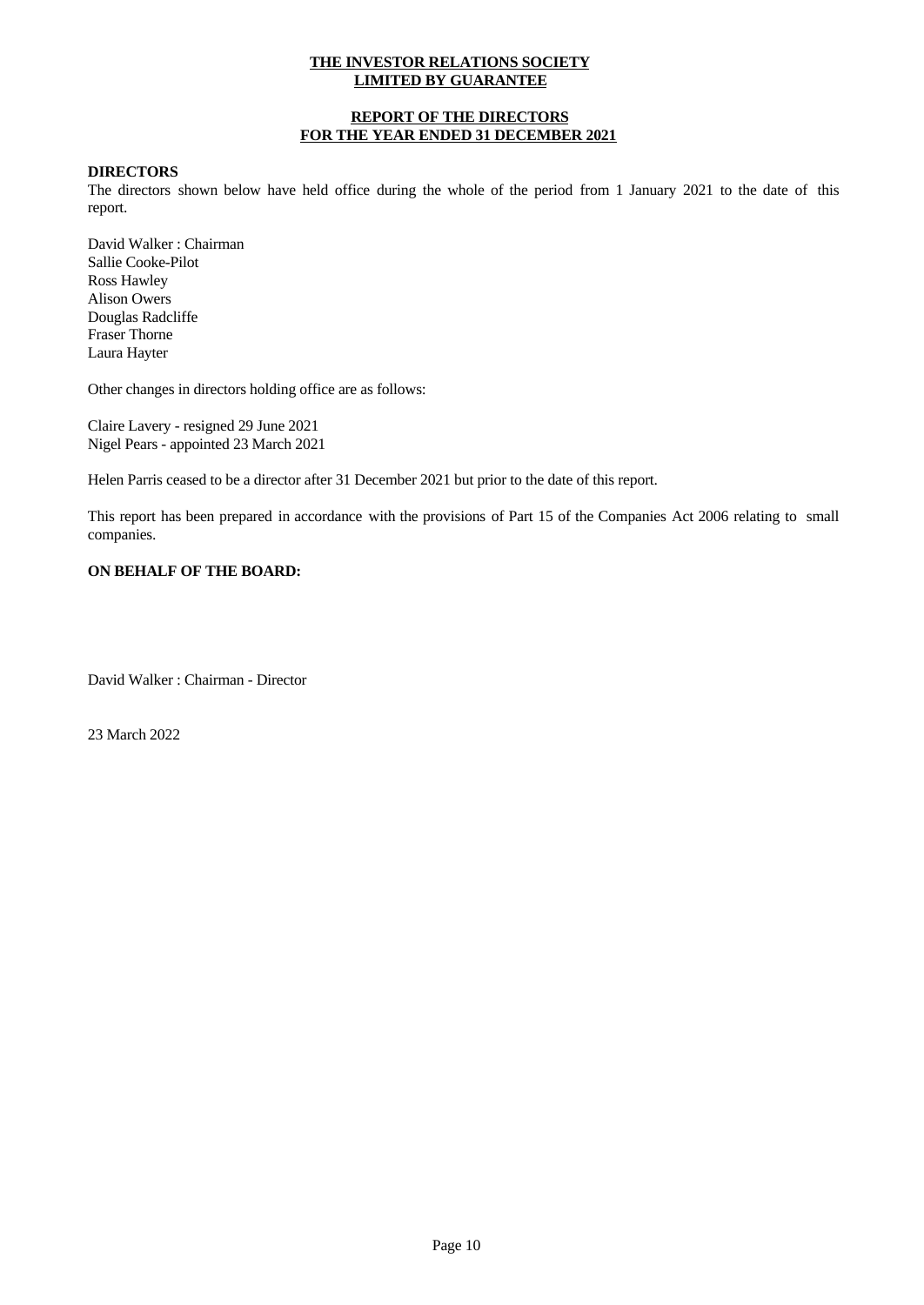**THE INVESTOR RELATIONS SOCIETY**
**LIMITED BY GUARANTEE**

**REPORT OF THE DIRECTORS**
**FOR THE YEAR ENDED 31 DECEMBER 2021**

**DIRECTORS**

The directors shown below have held office during the whole of the period from 1 January 2021 to the date of this report.

David Walker : Chairman
Sallie Cooke-Pilot
Ross Hawley
Alison Owers
Douglas Radcliffe
Fraser Thorne
Laura Hayter

Other changes in directors holding office are as follows:

Claire Lavery - resigned 29 June 2021
Nigel Pears - appointed 23 March 2021

Helen Parris ceased to be a director after 31 December 2021 but prior to the date of this report.

This report has been prepared in accordance with the provisions of Part 15 of the Companies Act 2006 relating to small companies.

**ON BEHALF OF THE BOARD:**

David Walker : Chairman - Director

23 March 2022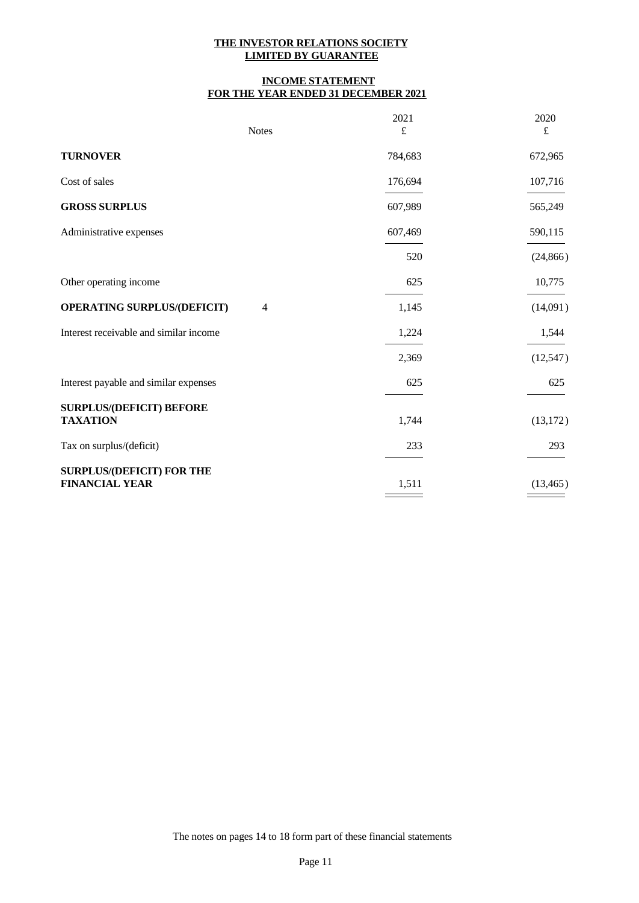**THE INVESTOR RELATIONS SOCIETY**
**LIMITED BY GUARANTEE**

**INCOME STATEMENT**
**FOR THE YEAR ENDED 31 DECEMBER 2021**

| | Notes | 2021<br>£ | 2020<br>£ |
|---|---|---|---|
| **TURNOVER** | | 784,683 | 672,965 |
| Cost of sales | | 176,694 | 107,716 |
| **GROSS SURPLUS** | | 607,989 | 565,249 |
| Administrative expenses | | 607,469 | 590,115 |
| | | 520 | (24,866) |
| Other operating income | | 625 | 10,775 |
| **OPERATING SURPLUS/(DEFICIT)** | 4 | 1,145 | (14,091) |
| Interest receivable and similar income | | 1,224 | 1,544 |
| | | 2,369 | (12,547) |
| Interest payable and similar expenses | | 625 | 625 |
| **SURPLUS/(DEFICIT) BEFORE TAXATION** | | 1,744 | (13,172) |
| Tax on surplus/(deficit) | | 233 | 293 |
| **SURPLUS/(DEFICIT) FOR THE FINANCIAL YEAR** | | 1,511 | (13,465) |

The notes on pages 14 to 18 form part of these financial statements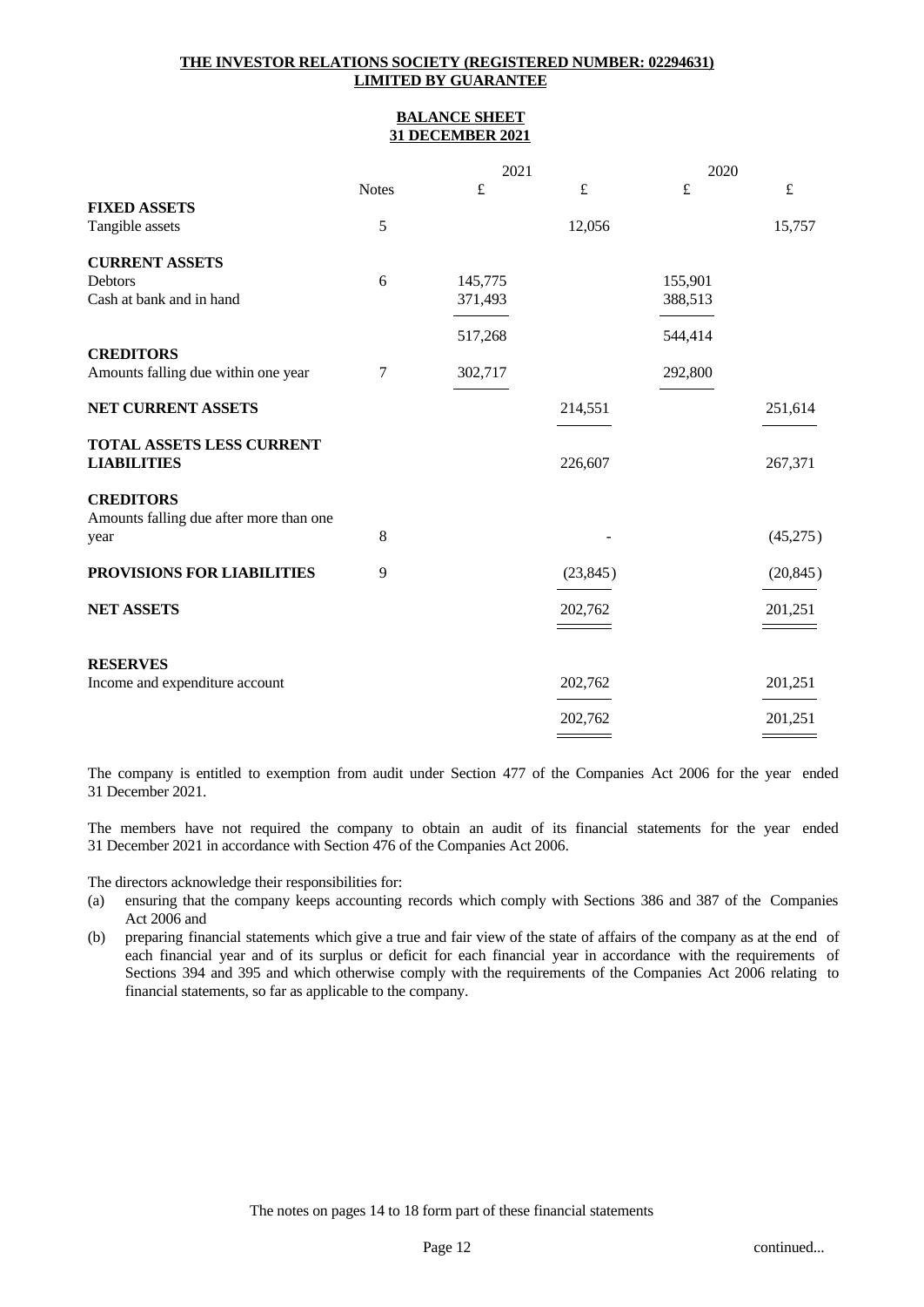**THE INVESTOR RELATIONS SOCIETY (REGISTERED NUMBER: 02294631)**
**LIMITED BY GUARANTEE**

## BALANCE SHEET
## 31 DECEMBER 2021

| | Notes | 2021 £ | 2021 £ | 2020 £ | 2020 £ |
|---|---|---|---|---|---|
| **FIXED ASSETS** | | | | | |
| Tangible assets | 5 | | 12,056 | | 15,757 |
| **CURRENT ASSETS** | | | | | |
| Debtors | 6 | 145,775 | | 155,901 | |
| Cash at bank and in hand | | 371,493 | | 388,513 | |
| | | 517,268 | | 544,414 | |
| **CREDITORS** | | | | | |
| Amounts falling due within one year | 7 | 302,717 | | 292,800 | |
| **NET CURRENT ASSETS** | | | 214,551 | | 251,614 |
| **TOTAL ASSETS LESS CURRENT LIABILITIES** | | | 226,607 | | 267,371 |
| **CREDITORS** | | | | | |
| Amounts falling due after more than one year | 8 | | - | | (45,275) |
| **PROVISIONS FOR LIABILITIES** | 9 | | (23,845) | | (20,845) |
| **NET ASSETS** | | | 202,762 | | 201,251 |
| **RESERVES** | | | | | |
| Income and expenditure account | | | 202,762 | | 201,251 |
| | | | 202,762 | | 201,251 |

The company is entitled to exemption from audit under Section 477 of the Companies Act 2006 for the year ended 31 December 2021.

The members have not required the company to obtain an audit of its financial statements for the year ended 31 December 2021 in accordance with Section 476 of the Companies Act 2006.

The directors acknowledge their responsibilities for:

(a) ensuring that the company keeps accounting records which comply with Sections 386 and 387 of the Companies Act 2006 and

(b) preparing financial statements which give a true and fair view of the state of affairs of the company as at the end of each financial year and of its surplus or deficit for each financial year in accordance with the requirements of Sections 394 and 395 and which otherwise comply with the requirements of the Companies Act 2006 relating to financial statements, so far as applicable to the company.

The notes on pages 14 to 18 form part of these financial statements

continued...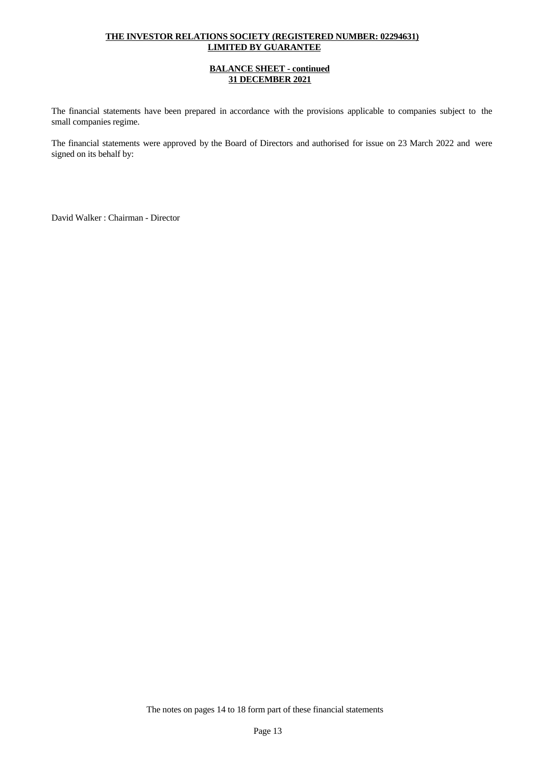**THE INVESTOR RELATIONS SOCIETY (REGISTERED NUMBER: 02294631)**
**LIMITED BY GUARANTEE**

**BALANCE SHEET - continued**
**31 DECEMBER 2021**

The financial statements have been prepared in accordance with the provisions applicable to companies subject to the small companies regime.

The financial statements were approved by the Board of Directors and authorised for issue on 23 March 2022 and were signed on its behalf by:

David Walker : Chairman - Director

The notes on pages 14 to 18 form part of these financial statements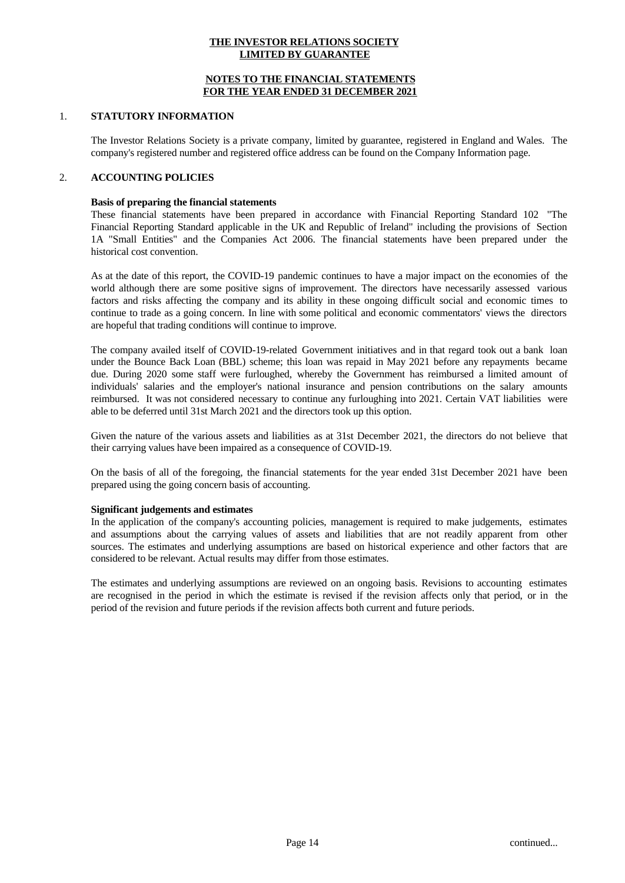**THE INVESTOR RELATIONS SOCIETY**
**LIMITED BY GUARANTEE**

**NOTES TO THE FINANCIAL STATEMENTS**
**FOR THE YEAR ENDED 31 DECEMBER 2021**

## 1. STATUTORY INFORMATION

The Investor Relations Society is a private company, limited by guarantee, registered in England and Wales. The company's registered number and registered office address can be found on the Company Information page.

## 2. ACCOUNTING POLICIES

**Basis of preparing the financial statements**

These financial statements have been prepared in accordance with Financial Reporting Standard 102 "The Financial Reporting Standard applicable in the UK and Republic of Ireland" including the provisions of Section 1A "Small Entities" and the Companies Act 2006. The financial statements have been prepared under the historical cost convention.

As at the date of this report, the COVID-19 pandemic continues to have a major impact on the economies of the world although there are some positive signs of improvement. The directors have necessarily assessed various factors and risks affecting the company and its ability in these ongoing difficult social and economic times to continue to trade as a going concern. In line with some political and economic commentators' views the directors are hopeful that trading conditions will continue to improve.

The company availed itself of COVID-19-related Government initiatives and in that regard took out a bank loan under the Bounce Back Loan (BBL) scheme; this loan was repaid in May 2021 before any repayments became due. During 2020 some staff were furloughed, whereby the Government has reimbursed a limited amount of individuals' salaries and the employer's national insurance and pension contributions on the salary amounts reimbursed. It was not considered necessary to continue any furloughing into 2021. Certain VAT liabilities were able to be deferred until 31st March 2021 and the directors took up this option.

Given the nature of the various assets and liabilities as at 31st December 2021, the directors do not believe that their carrying values have been impaired as a consequence of COVID-19.

On the basis of all of the foregoing, the financial statements for the year ended 31st December 2021 have been prepared using the going concern basis of accounting.

**Significant judgements and estimates**

In the application of the company's accounting policies, management is required to make judgements, estimates and assumptions about the carrying values of assets and liabilities that are not readily apparent from other sources. The estimates and underlying assumptions are based on historical experience and other factors that are considered to be relevant. Actual results may differ from those estimates.

The estimates and underlying assumptions are reviewed on an ongoing basis. Revisions to accounting estimates are recognised in the period in which the estimate is revised if the revision affects only that period, or in the period of the revision and future periods if the revision affects both current and future periods.

continued...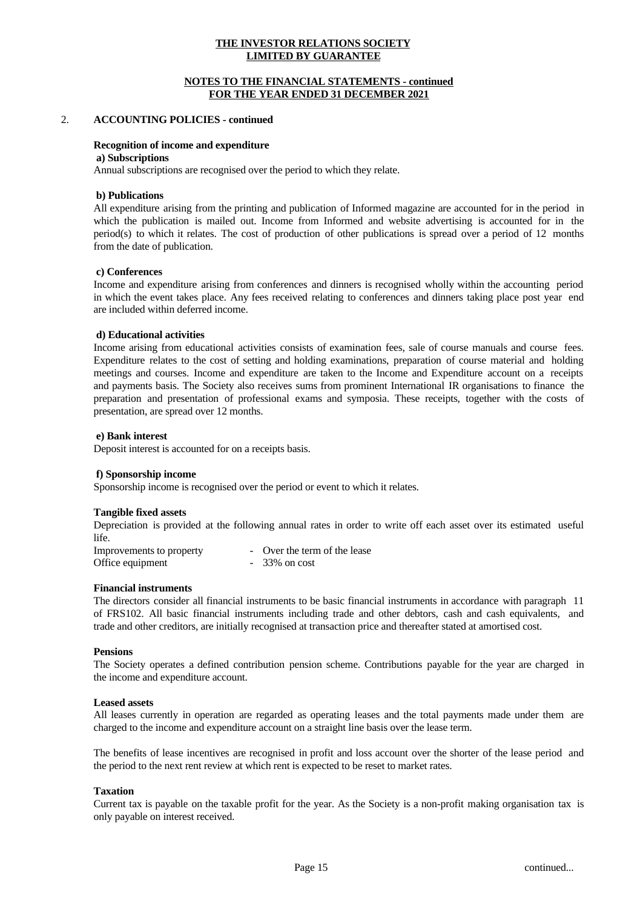**THE INVESTOR RELATIONS SOCIETY**
**LIMITED BY GUARANTEE**

**NOTES TO THE FINANCIAL STATEMENTS - continued**
**FOR THE YEAR ENDED 31 DECEMBER 2021**

## 2. ACCOUNTING POLICIES - continued

**Recognition of income and expenditure**

**a) Subscriptions**

Annual subscriptions are recognised over the period to which they relate.

**b) Publications**

All expenditure arising from the printing and publication of Informed magazine are accounted for in the period in which the publication is mailed out. Income from Informed and website advertising is accounted for in the period(s) to which it relates. The cost of production of other publications is spread over a period of 12 months from the date of publication.

**c) Conferences**

Income and expenditure arising from conferences and dinners is recognised wholly within the accounting period in which the event takes place. Any fees received relating to conferences and dinners taking place post year end are included within deferred income.

**d) Educational activities**

Income arising from educational activities consists of examination fees, sale of course manuals and course fees. Expenditure relates to the cost of setting and holding examinations, preparation of course material and holding meetings and courses. Income and expenditure are taken to the Income and Expenditure account on a receipts and payments basis. The Society also receives sums from prominent International IR organisations to finance the preparation and presentation of professional exams and symposia. These receipts, together with the costs of presentation, are spread over 12 months.

**e) Bank interest**

Deposit interest is accounted for on a receipts basis.

**f) Sponsorship income**

Sponsorship income is recognised over the period or event to which it relates.

**Tangible fixed assets**

Depreciation is provided at the following annual rates in order to write off each asset over its estimated useful life.

| | |
|---|---|
| Improvements to property | - Over the term of the lease |
| Office equipment | - 33% on cost |

**Financial instruments**

The directors consider all financial instruments to be basic financial instruments in accordance with paragraph 11 of FRS102. All basic financial instruments including trade and other debtors, cash and cash equivalents, and trade and other creditors, are initially recognised at transaction price and thereafter stated at amortised cost.

**Pensions**

The Society operates a defined contribution pension scheme. Contributions payable for the year are charged in the income and expenditure account.

**Leased assets**

All leases currently in operation are regarded as operating leases and the total payments made under them are charged to the income and expenditure account on a straight line basis over the lease term.

The benefits of lease incentives are recognised in profit and loss account over the shorter of the lease period and the period to the next rent review at which rent is expected to be reset to market rates.

**Taxation**

Current tax is payable on the taxable profit for the year. As the Society is a non-profit making organisation tax is only payable on interest received.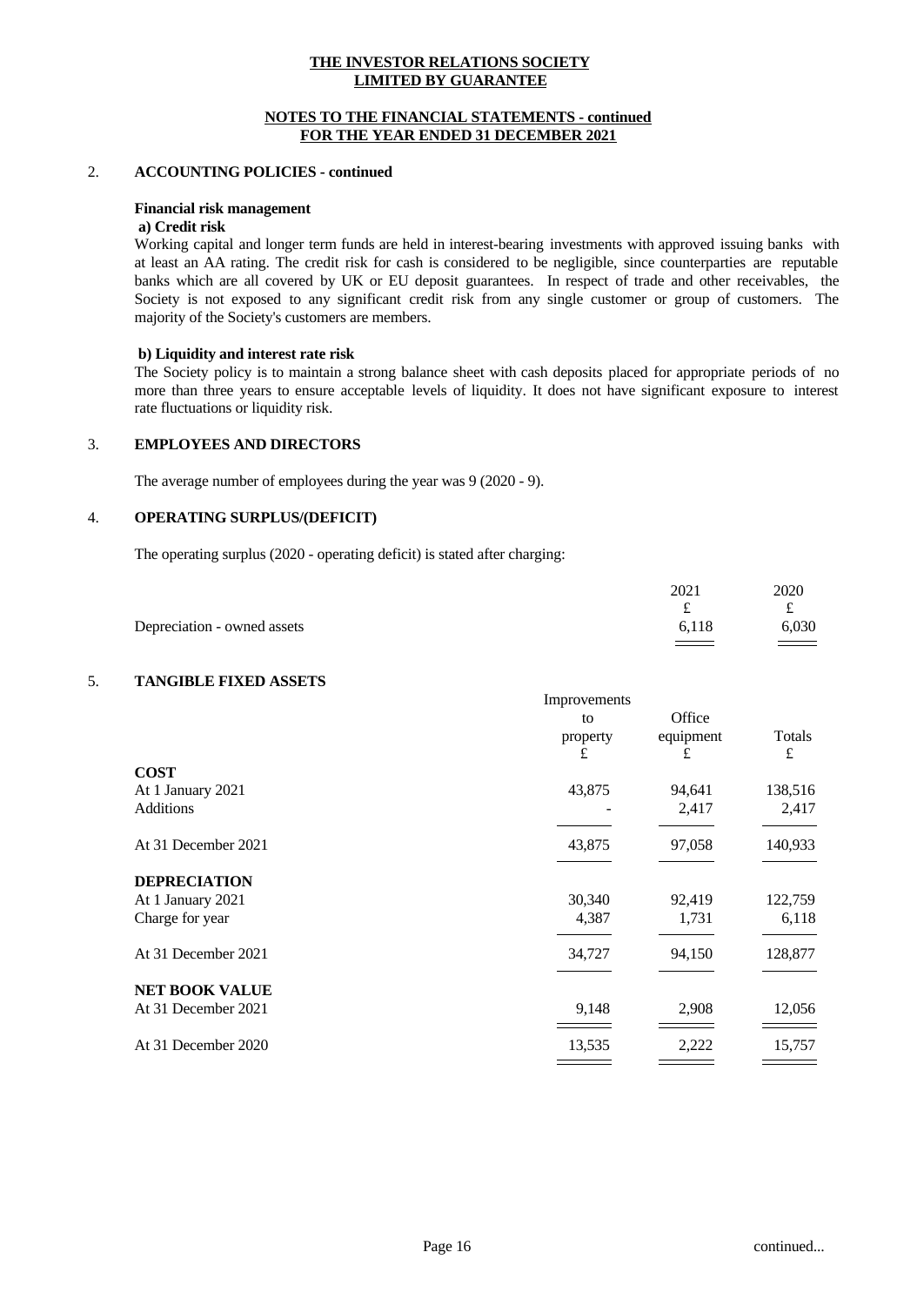**THE INVESTOR RELATIONS SOCIETY**
**LIMITED BY GUARANTEE**

**NOTES TO THE FINANCIAL STATEMENTS - continued**
**FOR THE YEAR ENDED 31 DECEMBER 2021**

## 2. ACCOUNTING POLICIES - continued

### Financial risk management

**a) Credit risk**

Working capital and longer term funds are held in interest-bearing investments with approved issuing banks with at least an AA rating. The credit risk for cash is considered to be negligible, since counterparties are reputable banks which are all covered by UK or EU deposit guarantees. In respect of trade and other receivables, the Society is not exposed to any significant credit risk from any single customer or group of customers. The majority of the Society's customers are members.

**b) Liquidity and interest rate risk**

The Society policy is to maintain a strong balance sheet with cash deposits placed for appropriate periods of no more than three years to ensure acceptable levels of liquidity. It does not have significant exposure to interest rate fluctuations or liquidity risk.

## 3. EMPLOYEES AND DIRECTORS

The average number of employees during the year was 9 (2020 - 9).

## 4. OPERATING SURPLUS/(DEFICIT)

The operating surplus (2020 - operating deficit) is stated after charging:

| | 2021 | 2020 |
|---|---|---|
| | £ | £ |
| Depreciation - owned assets | 6,118 | 6,030 |

## 5. TANGIBLE FIXED ASSETS

| | Improvements to property | Office equipment | Totals |
|---|---|---|---|
| | £ | £ | £ |
| **COST** | | | |
| At 1 January 2021 | 43,875 | 94,641 | 138,516 |
| Additions | - | 2,417 | 2,417 |
| At 31 December 2021 | 43,875 | 97,058 | 140,933 |
| **DEPRECIATION** | | | |
| At 1 January 2021 | 30,340 | 92,419 | 122,759 |
| Charge for year | 4,387 | 1,731 | 6,118 |
| At 31 December 2021 | 34,727 | 94,150 | 128,877 |
| **NET BOOK VALUE** | | | |
| At 31 December 2021 | 9,148 | 2,908 | 12,056 |
| At 31 December 2020 | 13,535 | 2,222 | 15,757 |

continued...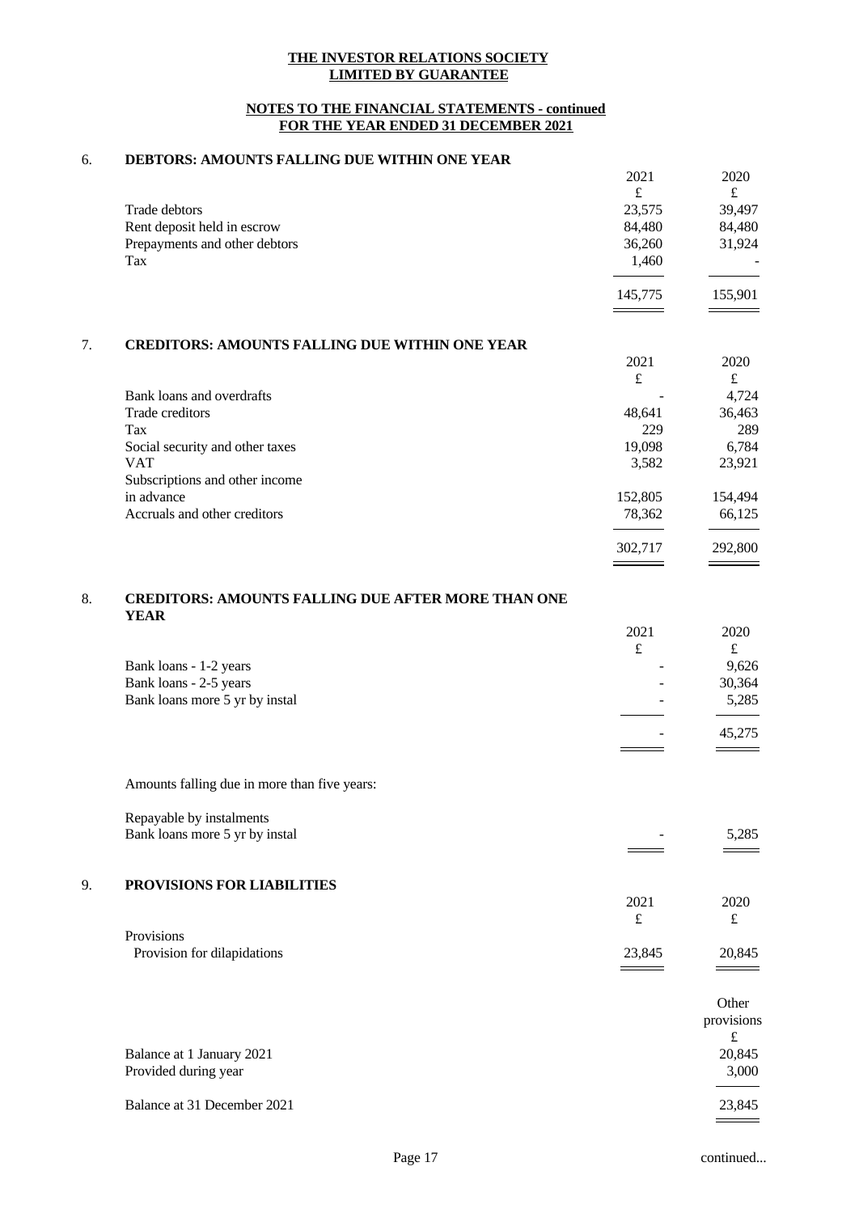**THE INVESTOR RELATIONS SOCIETY**
**LIMITED BY GUARANTEE**

**NOTES TO THE FINANCIAL STATEMENTS - continued**
**FOR THE YEAR ENDED 31 DECEMBER 2021**

## 6. DEBTORS: AMOUNTS FALLING DUE WITHIN ONE YEAR

| | 2021 | 2020 |
|---|---|---|
| | £ | £ |
| Trade debtors | 23,575 | 39,497 |
| Rent deposit held in escrow | 84,480 | 84,480 |
| Prepayments and other debtors | 36,260 | 31,924 |
| Tax | 1,460 | - |
| | 145,775 | 155,901 |

## 7. CREDITORS: AMOUNTS FALLING DUE WITHIN ONE YEAR

| | 2021 | 2020 |
|---|---|---|
| | £ | £ |
| Bank loans and overdrafts | - | 4,724 |
| Trade creditors | 48,641 | 36,463 |
| Tax | 229 | 289 |
| Social security and other taxes | 19,098 | 6,784 |
| VAT | 3,582 | 23,921 |
| Subscriptions and other income in advance | 152,805 | 154,494 |
| Accruals and other creditors | 78,362 | 66,125 |
| | 302,717 | 292,800 |

## 8. CREDITORS: AMOUNTS FALLING DUE AFTER MORE THAN ONE YEAR

| | 2021 | 2020 |
|---|---|---|
| | £ | £ |
| Bank loans - 1-2 years | - | 9,626 |
| Bank loans - 2-5 years | - | 30,364 |
| Bank loans more 5 yr by instal | - | 5,285 |
| | - | 45,275 |

Amounts falling due in more than five years:

| | 2021 | 2020 |
|---|---|---|
| Repayable by instalments | | |
| Bank loans more 5 yr by instal | - | 5,285 |

## 9. PROVISIONS FOR LIABILITIES

| | 2021 | 2020 |
|---|---|---|
| | £ | £ |
| Provisions | | |
| Provision for dilapidations | 23,845 | 20,845 |

| | Other provisions |
|---|---|
| | £ |
| Balance at 1 January 2021 | 20,845 |
| Provided during year | 3,000 |
| Balance at 31 December 2021 | 23,845 |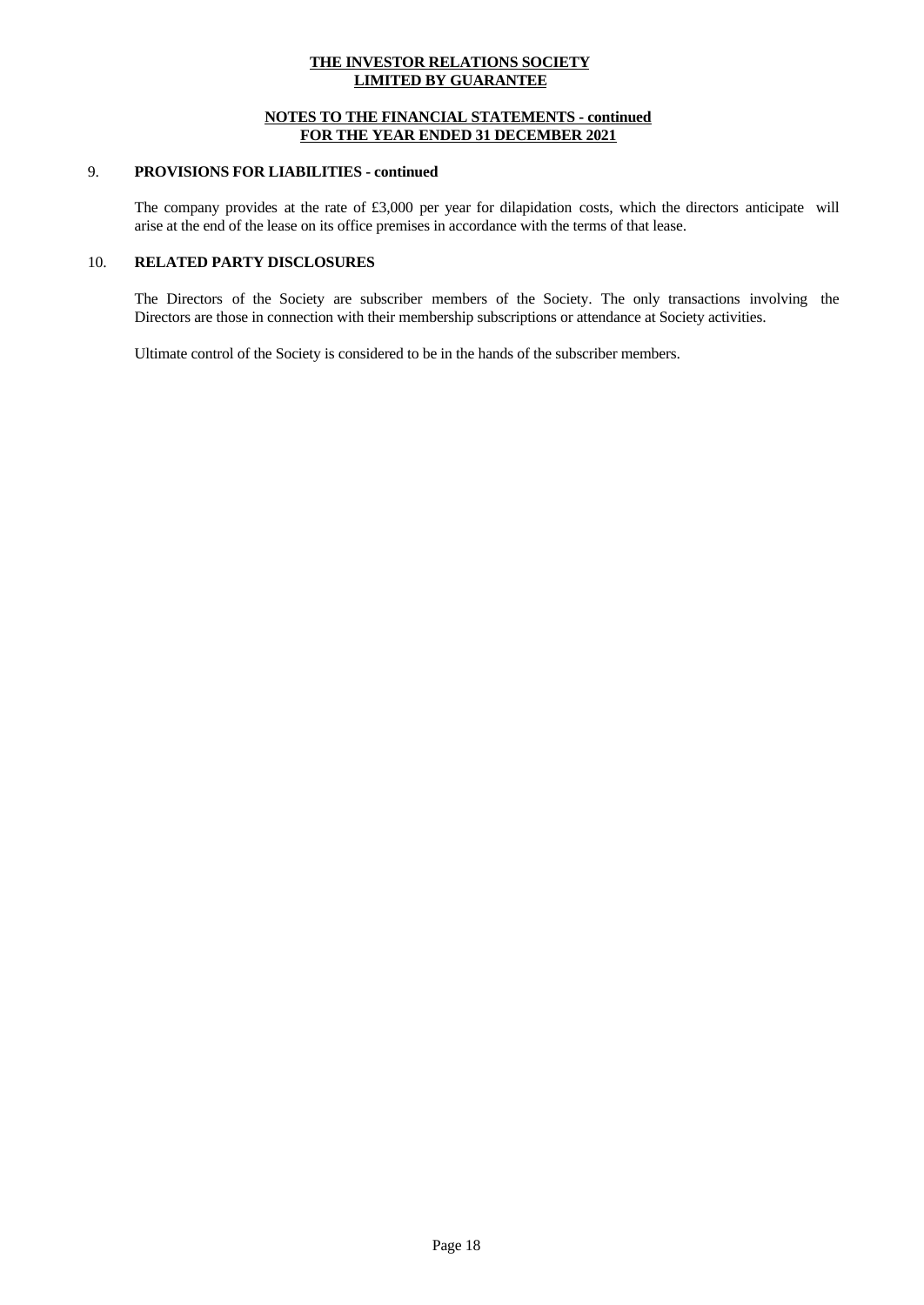## 9. PROVISIONS FOR LIABILITIES - continued

The company provides at the rate of £3,000 per year for dilapidation costs, which the directors anticipate will arise at the end of the lease on its office premises in accordance with the terms of that lease.

## 10. RELATED PARTY DISCLOSURES

The Directors of the Society are subscriber members of the Society. The only transactions involving the Directors are those in connection with their membership subscriptions or attendance at Society activities.

Ultimate control of the Society is considered to be in the hands of the subscriber members.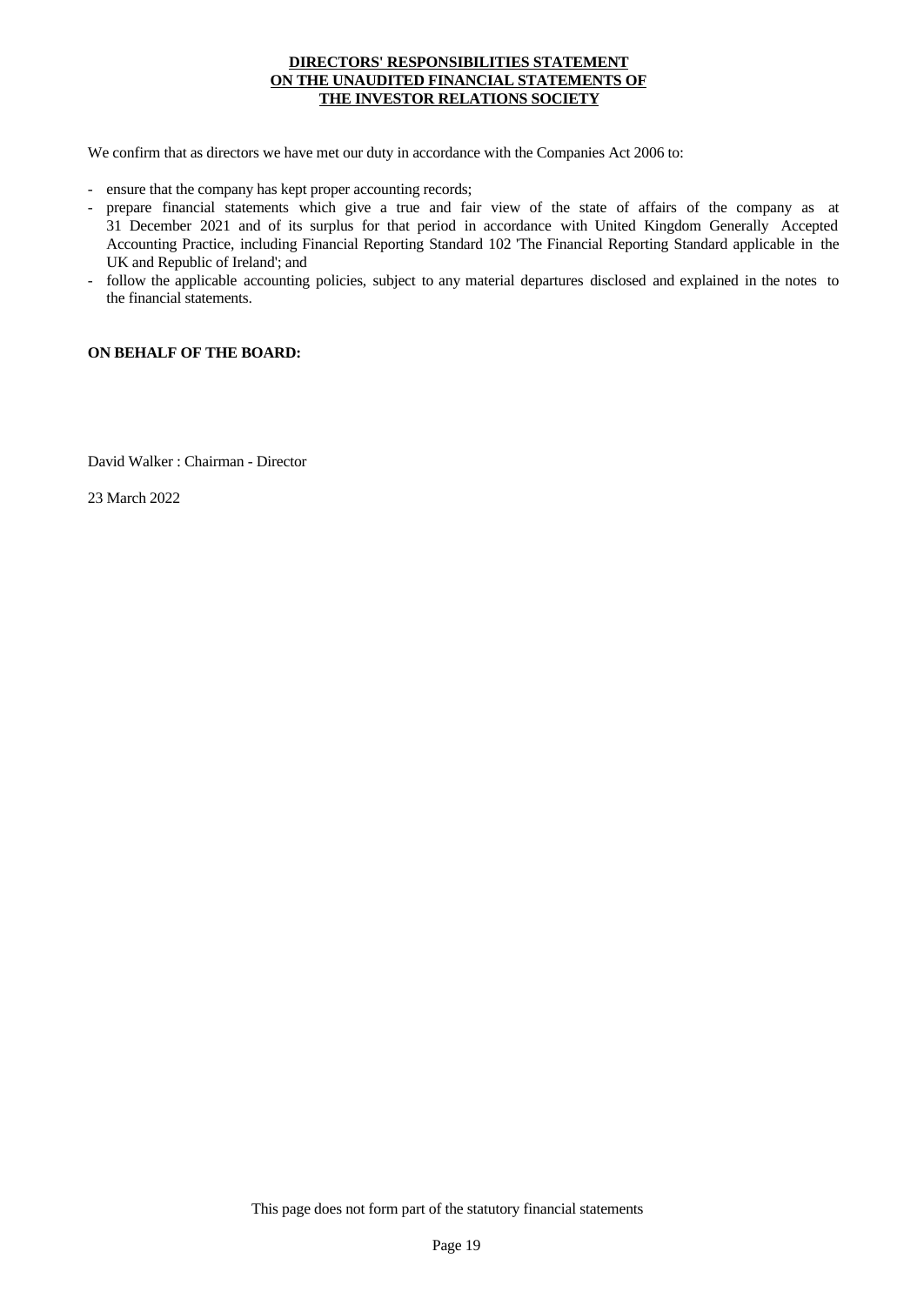**DIRECTORS' RESPONSIBILITIES STATEMENT**
**ON THE UNAUDITED FINANCIAL STATEMENTS OF**
**THE INVESTOR RELATIONS SOCIETY**

We confirm that as directors we have met our duty in accordance with the Companies Act 2006 to:

- ensure that the company has kept proper accounting records;
- prepare financial statements which give a true and fair view of the state of affairs of the company as at 31 December 2021 and of its surplus for that period in accordance with United Kingdom Generally Accepted Accounting Practice, including Financial Reporting Standard 102 'The Financial Reporting Standard applicable in the UK and Republic of Ireland'; and
- follow the applicable accounting policies, subject to any material departures disclosed and explained in the notes to the financial statements.

**ON BEHALF OF THE BOARD:**

David Walker : Chairman - Director

23 March 2022

This page does not form part of the statutory financial statements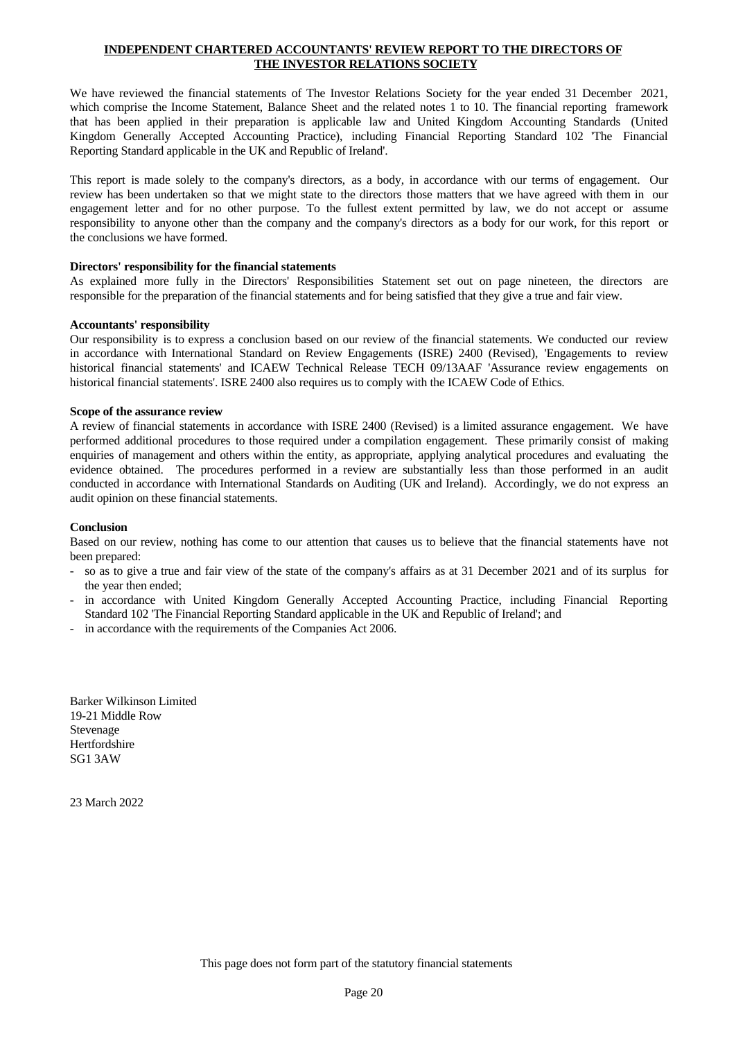# INDEPENDENT CHARTERED ACCOUNTANTS' REVIEW REPORT TO THE DIRECTORS OF THE INVESTOR RELATIONS SOCIETY

We have reviewed the financial statements of The Investor Relations Society for the year ended 31 December 2021, which comprise the Income Statement, Balance Sheet and the related notes 1 to 10. The financial reporting framework that has been applied in their preparation is applicable law and United Kingdom Accounting Standards (United Kingdom Generally Accepted Accounting Practice), including Financial Reporting Standard 102 'The Financial Reporting Standard applicable in the UK and Republic of Ireland'.

This report is made solely to the company's directors, as a body, in accordance with our terms of engagement. Our review has been undertaken so that we might state to the directors those matters that we have agreed with them in our engagement letter and for no other purpose. To the fullest extent permitted by law, we do not accept or assume responsibility to anyone other than the company and the company's directors as a body for our work, for this report or the conclusions we have formed.

**Directors' responsibility for the financial statements**

As explained more fully in the Directors' Responsibilities Statement set out on page nineteen, the directors are responsible for the preparation of the financial statements and for being satisfied that they give a true and fair view.

**Accountants' responsibility**

Our responsibility is to express a conclusion based on our review of the financial statements. We conducted our review in accordance with International Standard on Review Engagements (ISRE) 2400 (Revised), 'Engagements to review historical financial statements' and ICAEW Technical Release TECH 09/13AAF 'Assurance review engagements on historical financial statements'. ISRE 2400 also requires us to comply with the ICAEW Code of Ethics.

**Scope of the assurance review**

A review of financial statements in accordance with ISRE 2400 (Revised) is a limited assurance engagement. We have performed additional procedures to those required under a compilation engagement. These primarily consist of making enquiries of management and others within the entity, as appropriate, applying analytical procedures and evaluating the evidence obtained. The procedures performed in a review are substantially less than those performed in an audit conducted in accordance with International Standards on Auditing (UK and Ireland). Accordingly, we do not express an audit opinion on these financial statements.

**Conclusion**

Based on our review, nothing has come to our attention that causes us to believe that the financial statements have not been prepared:

- so as to give a true and fair view of the state of the company's affairs as at 31 December 2021 and of its surplus for the year then ended;
- in accordance with United Kingdom Generally Accepted Accounting Practice, including Financial Reporting Standard 102 'The Financial Reporting Standard applicable in the UK and Republic of Ireland'; and
- in accordance with the requirements of the Companies Act 2006.

Barker Wilkinson Limited
19-21 Middle Row
Stevenage
Hertfordshire
SG1 3AW

23 March 2022

This page does not form part of the statutory financial statements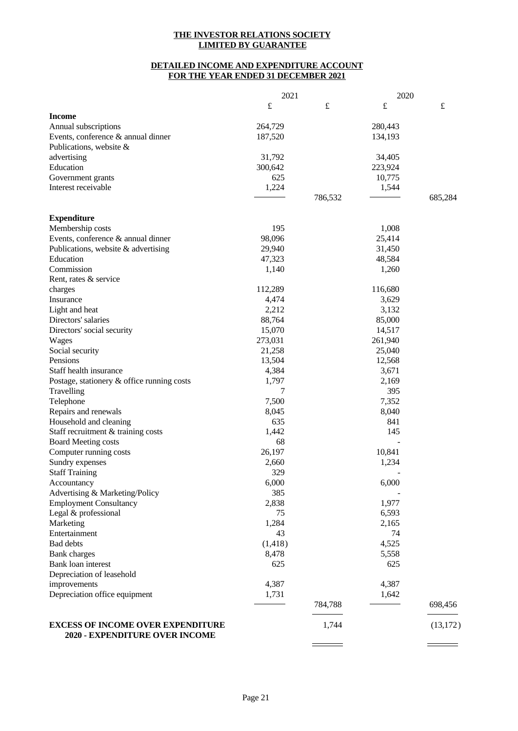**THE INVESTOR RELATIONS SOCIETY**
**LIMITED BY GUARANTEE**

**DETAILED INCOME AND EXPENDITURE ACCOUNT**
**FOR THE YEAR ENDED 31 DECEMBER 2021**

| | 2021 | | 2020 | |
|---|---|---|---|---|
| | £ | £ | £ | £ |
| **Income** | | | | |
| Annual subscriptions | 264,729 | | 280,443 | |
| Events, conference & annual dinner | 187,520 | | 134,193 | |
| Publications, website & advertising | 31,792 | | 34,405 | |
| Education | 300,642 | | 223,924 | |
| Government grants | 625 | | 10,775 | |
| Interest receivable | 1,224 | | 1,544 | |
| | | 786,532 | | 685,284 |
| **Expenditure** | | | | |
| Membership costs | 195 | | 1,008 | |
| Events, conference & annual dinner | 98,096 | | 25,414 | |
| Publications, website & advertising | 29,940 | | 31,450 | |
| Education | 47,323 | | 48,584 | |
| Commission | 1,140 | | 1,260 | |
| Rent, rates & service charges | 112,289 | | 116,680 | |
| Insurance | 4,474 | | 3,629 | |
| Light and heat | 2,212 | | 3,132 | |
| Directors' salaries | 88,764 | | 85,000 | |
| Directors' social security | 15,070 | | 14,517 | |
| Wages | 273,031 | | 261,940 | |
| Social security | 21,258 | | 25,040 | |
| Pensions | 13,504 | | 12,568 | |
| Staff health insurance | 4,384 | | 3,671 | |
| Postage, stationery & office running costs | 1,797 | | 2,169 | |
| Travelling | 7 | | 395 | |
| Telephone | 7,500 | | 7,352 | |
| Repairs and renewals | 8,045 | | 8,040 | |
| Household and cleaning | 635 | | 841 | |
| Staff recruitment & training costs | 1,442 | | 145 | |
| Board Meeting costs | 68 | | - | |
| Computer running costs | 26,197 | | 10,841 | |
| Sundry expenses | 2,660 | | 1,234 | |
| Staff Training | 329 | | - | |
| Accountancy | 6,000 | | 6,000 | |
| Advertising & Marketing/Policy | 385 | | - | |
| Employment Consultancy | 2,838 | | 1,977 | |
| Legal & professional | 75 | | 6,593 | |
| Marketing | 1,284 | | 2,165 | |
| Entertainment | 43 | | 74 | |
| Bad debts | (1,418) | | 4,525 | |
| Bank charges | 8,478 | | 5,558 | |
| Bank loan interest | 625 | | 625 | |
| Depreciation of leasehold improvements | 4,387 | | 4,387 | |
| Depreciation office equipment | 1,731 | | 1,642 | |
| | | 784,788 | | 698,456 |
| **EXCESS OF INCOME OVER EXPENDITURE 2020 - EXPENDITURE OVER INCOME** | | 1,744 | | (13,172) |